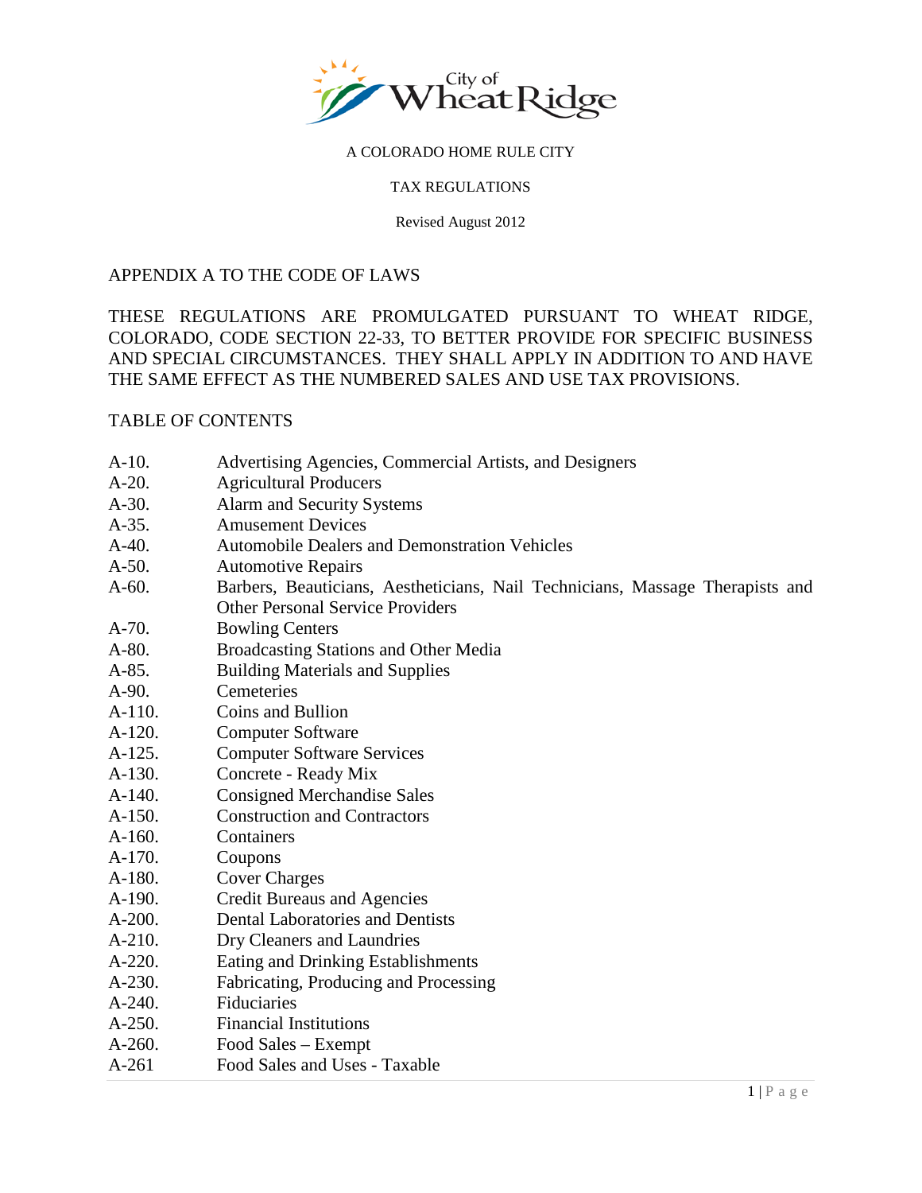City of Wheat Ridge

A COLORADO HOME RULE CITY

TAX REGULATIONS

Revised August 2012

# APPENDIX A TO THE CODE OF LAWS

THESE REGULATIONS ARE PROMULGATED PURSUANT TO WHEAT RIDGE, COLORADO, CODE SECTION 22-33, TO BETTER PROVIDE FOR SPECIFIC BUSINESS AND SPECIAL CIRCUMSTANCES. THEY SHALL APPLY IN ADDITION TO AND HAVE THE SAME EFFECT AS THE NUMBERED SALES AND USE TAX PROVISIONS.

## TABLE OF CONTENTS

| | |
|---|---|
| A-10. | Advertising Agencies, Commercial Artists, and Designers |
| A-20. | Agricultural Producers |
| A-30. | Alarm and Security Systems |
| A-35. | Amusement Devices |
| A-40. | Automobile Dealers and Demonstration Vehicles |
| A-50. | Automotive Repairs |
| A-60. | Barbers, Beauticians, Aestheticians, Nail Technicians, Massage Therapists and Other Personal Service Providers |
| A-70. | Bowling Centers |
| A-80. | Broadcasting Stations and Other Media |
| A-85. | Building Materials and Supplies |
| A-90. | Cemeteries |
| A-110. | Coins and Bullion |
| A-120. | Computer Software |
| A-125. | Computer Software Services |
| A-130. | Concrete - Ready Mix |
| A-140. | Consigned Merchandise Sales |
| A-150. | Construction and Contractors |
| A-160. | Containers |
| A-170. | Coupons |
| A-180. | Cover Charges |
| A-190. | Credit Bureaus and Agencies |
| A-200. | Dental Laboratories and Dentists |
| A-210. | Dry Cleaners and Laundries |
| A-220. | Eating and Drinking Establishments |
| A-230. | Fabricating, Producing and Processing |
| A-240. | Fiduciaries |
| A-250. | Financial Institutions |
| A-260. | Food Sales – Exempt |
| A-261 | Food Sales and Uses - Taxable |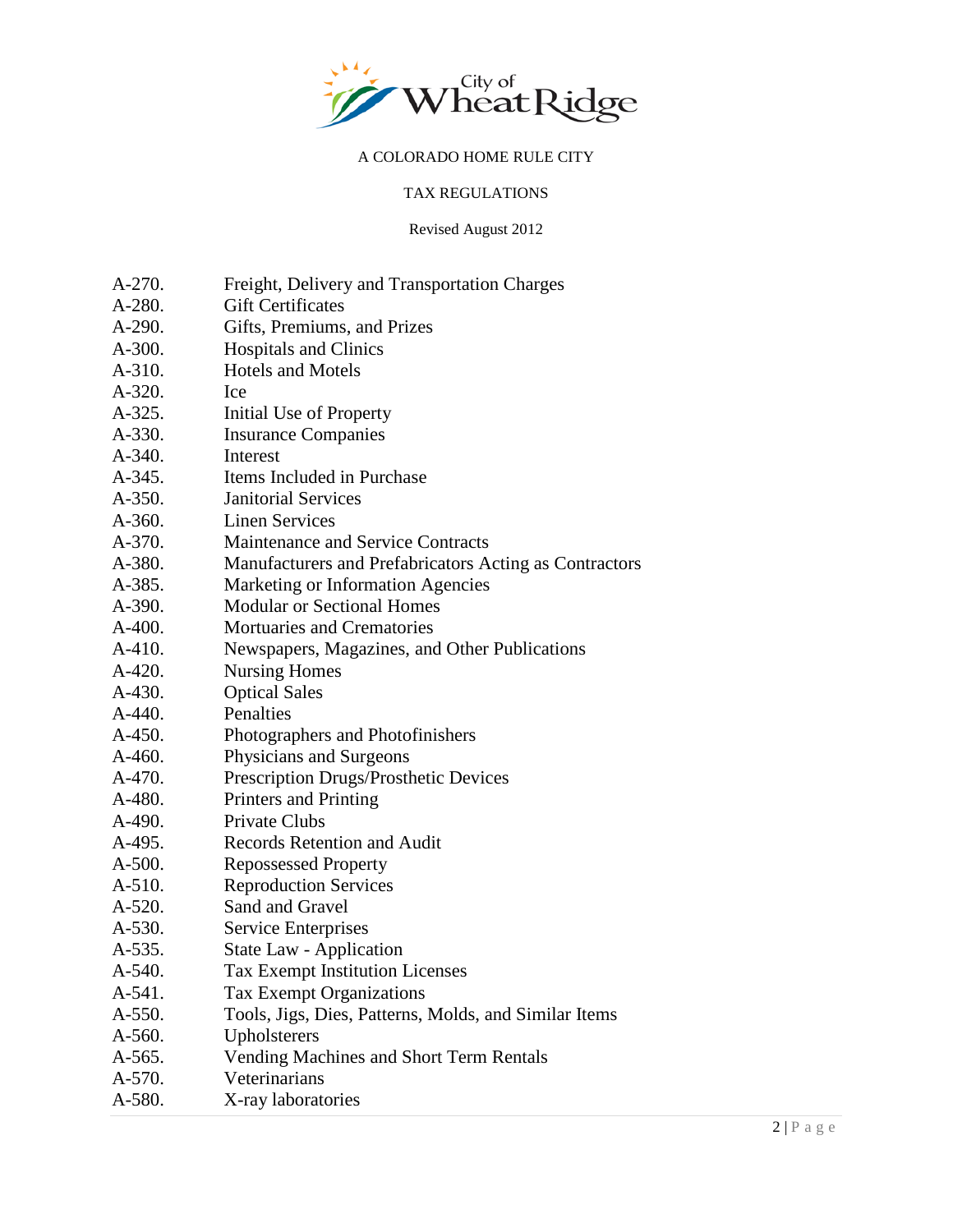A COLORADO HOME RULE CITY

TAX REGULATIONS

Revised August 2012

| | |
|---|---|
| A-270. | Freight, Delivery and Transportation Charges |
| A-280. | Gift Certificates |
| A-290. | Gifts, Premiums, and Prizes |
| A-300. | Hospitals and Clinics |
| A-310. | Hotels and Motels |
| A-320. | Ice |
| A-325. | Initial Use of Property |
| A-330. | Insurance Companies |
| A-340. | Interest |
| A-345. | Items Included in Purchase |
| A-350. | Janitorial Services |
| A-360. | Linen Services |
| A-370. | Maintenance and Service Contracts |
| A-380. | Manufacturers and Prefabricators Acting as Contractors |
| A-385. | Marketing or Information Agencies |
| A-390. | Modular or Sectional Homes |
| A-400. | Mortuaries and Crematories |
| A-410. | Newspapers, Magazines, and Other Publications |
| A-420. | Nursing Homes |
| A-430. | Optical Sales |
| A-440. | Penalties |
| A-450. | Photographers and Photofinishers |
| A-460. | Physicians and Surgeons |
| A-470. | Prescription Drugs/Prosthetic Devices |
| A-480. | Printers and Printing |
| A-490. | Private Clubs |
| A-495. | Records Retention and Audit |
| A-500. | Repossessed Property |
| A-510. | Reproduction Services |
| A-520. | Sand and Gravel |
| A-530. | Service Enterprises |
| A-535. | State Law - Application |
| A-540. | Tax Exempt Institution Licenses |
| A-541. | Tax Exempt Organizations |
| A-550. | Tools, Jigs, Dies, Patterns, Molds, and Similar Items |
| A-560. | Upholsterers |
| A-565. | Vending Machines and Short Term Rentals |
| A-570. | Veterinarians |
| A-580. | X-ray laboratories |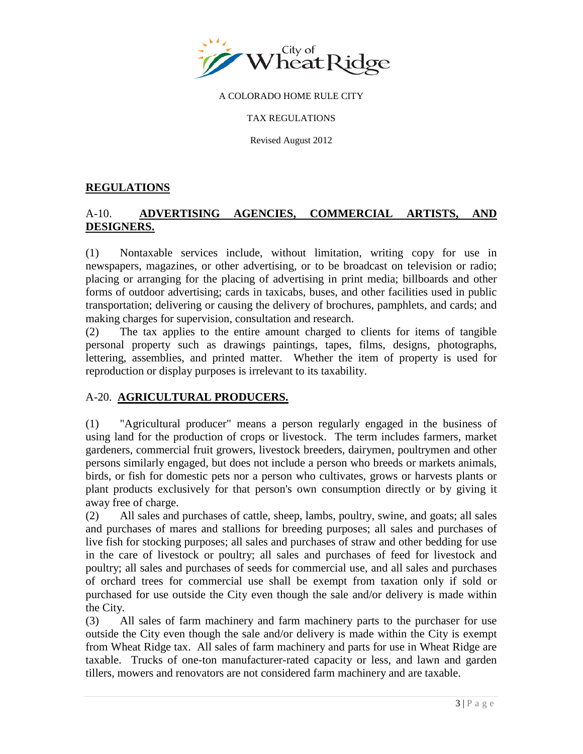A COLORADO HOME RULE CITY

TAX REGULATIONS

Revised August 2012

## REGULATIONS

### A-10. ADVERTISING AGENCIES, COMMERCIAL ARTISTS, AND DESIGNERS.

(1) Nontaxable services include, without limitation, writing copy for use in newspapers, magazines, or other advertising, or to be broadcast on television or radio; placing or arranging for the placing of advertising in print media; billboards and other forms of outdoor advertising; cards in taxicabs, buses, and other facilities used in public transportation; delivering or causing the delivery of brochures, pamphlets, and cards; and making charges for supervision, consultation and research.

(2) The tax applies to the entire amount charged to clients for items of tangible personal property such as drawings paintings, tapes, films, designs, photographs, lettering, assemblies, and printed matter. Whether the item of property is used for reproduction or display purposes is irrelevant to its taxability.

### A-20. AGRICULTURAL PRODUCERS.

(1) "Agricultural producer" means a person regularly engaged in the business of using land for the production of crops or livestock. The term includes farmers, market gardeners, commercial fruit growers, livestock breeders, dairymen, poultrymen and other persons similarly engaged, but does not include a person who breeds or markets animals, birds, or fish for domestic pets nor a person who cultivates, grows or harvests plants or plant products exclusively for that person's own consumption directly or by giving it away free of charge.

(2) All sales and purchases of cattle, sheep, lambs, poultry, swine, and goats; all sales and purchases of mares and stallions for breeding purposes; all sales and purchases of live fish for stocking purposes; all sales and purchases of straw and other bedding for use in the care of livestock or poultry; all sales and purchases of feed for livestock and poultry; all sales and purchases of seeds for commercial use, and all sales and purchases of orchard trees for commercial use shall be exempt from taxation only if sold or purchased for use outside the City even though the sale and/or delivery is made within the City.

(3) All sales of farm machinery and farm machinery parts to the purchaser for use outside the City even though the sale and/or delivery is made within the City is exempt from Wheat Ridge tax. All sales of farm machinery and parts for use in Wheat Ridge are taxable. Trucks of one-ton manufacturer-rated capacity or less, and lawn and garden tillers, mowers and renovators are not considered farm machinery and are taxable.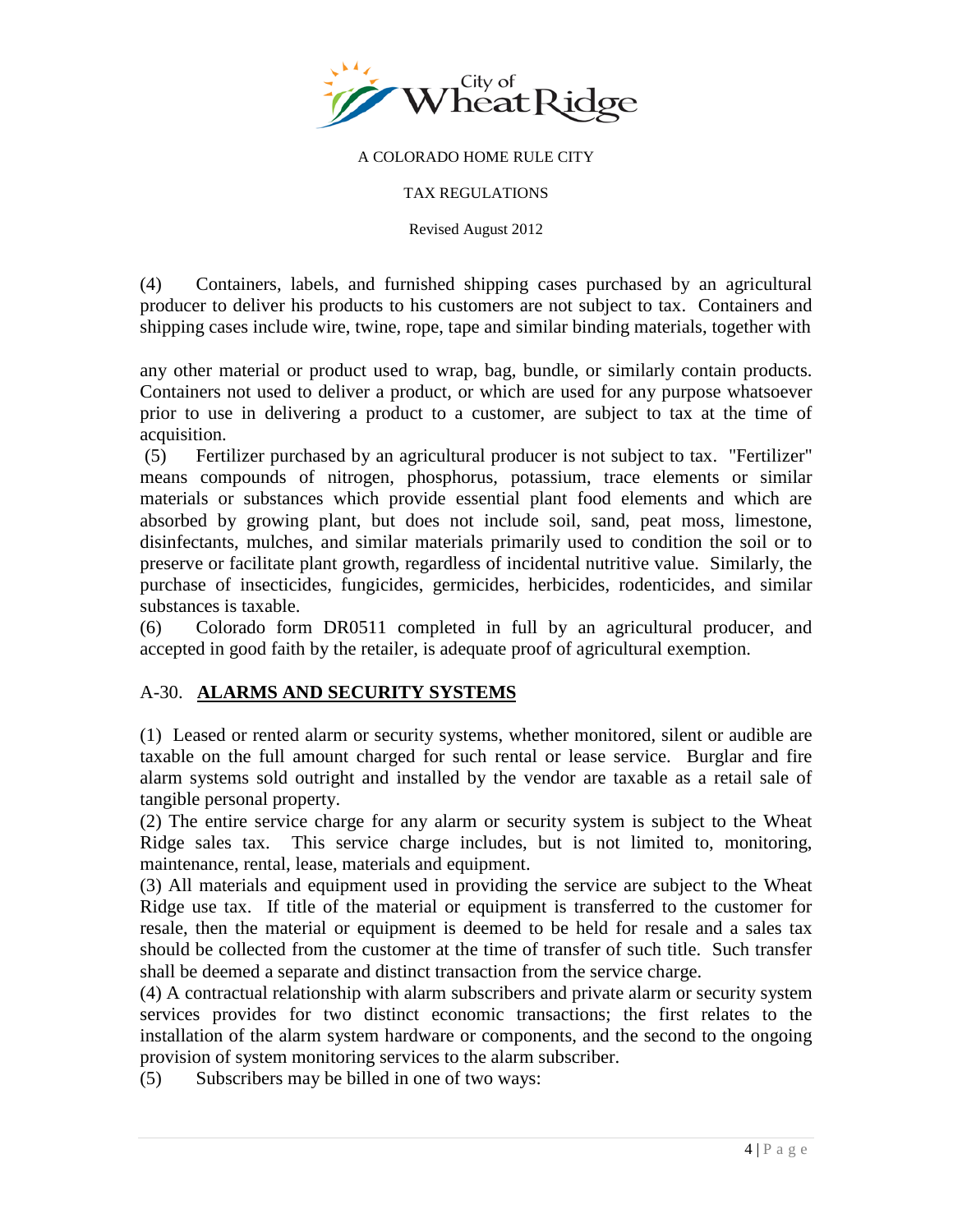(4) Containers, labels, and furnished shipping cases purchased by an agricultural producer to deliver his products to his customers are not subject to tax. Containers and shipping cases include wire, twine, rope, tape and similar binding materials, together with any other material or product used to wrap, bag, bundle, or similarly contain products. Containers not used to deliver a product, or which are used for any purpose whatsoever prior to use in delivering a product to a customer, are subject to tax at the time of acquisition.

(5) Fertilizer purchased by an agricultural producer is not subject to tax. "Fertilizer" means compounds of nitrogen, phosphorus, potassium, trace elements or similar materials or substances which provide essential plant food elements and which are absorbed by growing plant, but does not include soil, sand, peat moss, limestone, disinfectants, mulches, and similar materials primarily used to condition the soil or to preserve or facilitate plant growth, regardless of incidental nutritive value. Similarly, the purchase of insecticides, fungicides, germicides, herbicides, rodenticides, and similar substances is taxable.

(6) Colorado form DR0511 completed in full by an agricultural producer, and accepted in good faith by the retailer, is adequate proof of agricultural exemption.

## A-30. **ALARMS AND SECURITY SYSTEMS**

(1) Leased or rented alarm or security systems, whether monitored, silent or audible are taxable on the full amount charged for such rental or lease service. Burglar and fire alarm systems sold outright and installed by the vendor are taxable as a retail sale of tangible personal property.

(2) The entire service charge for any alarm or security system is subject to the Wheat Ridge sales tax. This service charge includes, but is not limited to, monitoring, maintenance, rental, lease, materials and equipment.

(3) All materials and equipment used in providing the service are subject to the Wheat Ridge use tax. If title of the material or equipment is transferred to the customer for resale, then the material or equipment is deemed to be held for resale and a sales tax should be collected from the customer at the time of transfer of such title. Such transfer shall be deemed a separate and distinct transaction from the service charge.

(4) A contractual relationship with alarm subscribers and private alarm or security system services provides for two distinct economic transactions; the first relates to the installation of the alarm system hardware or components, and the second to the ongoing provision of system monitoring services to the alarm subscriber.

(5) Subscribers may be billed in one of two ways: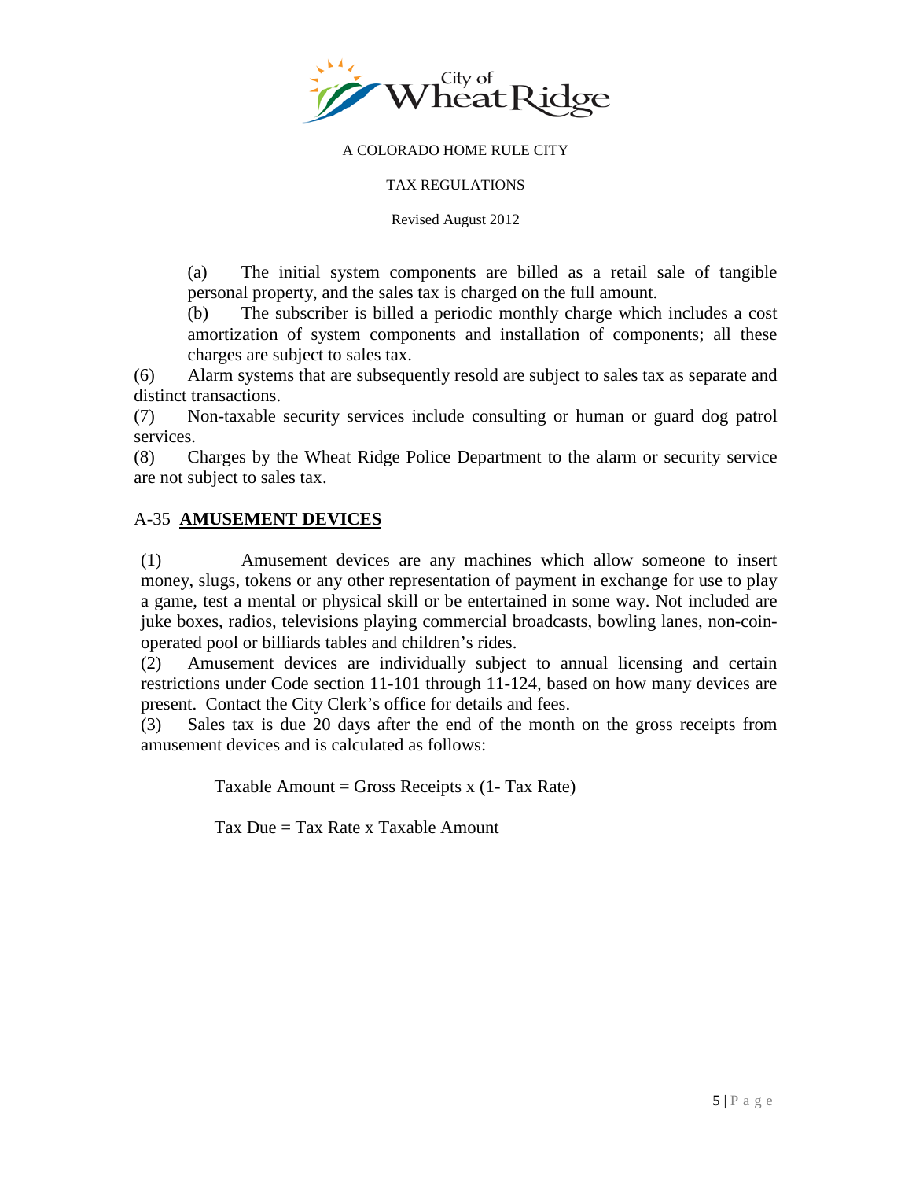(a) The initial system components are billed as a retail sale of tangible personal property, and the sales tax is charged on the full amount.

(b) The subscriber is billed a periodic monthly charge which includes a cost amortization of system components and installation of components; all these charges are subject to sales tax.

(6) Alarm systems that are subsequently resold are subject to sales tax as separate and distinct transactions.

(7) Non-taxable security services include consulting or human or guard dog patrol services.

(8) Charges by the Wheat Ridge Police Department to the alarm or security service are not subject to sales tax.

## A-35 **AMUSEMENT DEVICES**

(1) Amusement devices are any machines which allow someone to insert money, slugs, tokens or any other representation of payment in exchange for use to play a game, test a mental or physical skill or be entertained in some way. Not included are juke boxes, radios, televisions playing commercial broadcasts, bowling lanes, non-coin-operated pool or billiards tables and children's rides.

(2) Amusement devices are individually subject to annual licensing and certain restrictions under Code section 11-101 through 11-124, based on how many devices are present. Contact the City Clerk's office for details and fees.

(3) Sales tax is due 20 days after the end of the month on the gross receipts from amusement devices and is calculated as follows:

$$\text{Taxable Amount} = \text{Gross Receipts} \times (1 - \text{Tax Rate})$$

$$\text{Tax Due} = \text{Tax Rate} \times \text{Taxable Amount}$$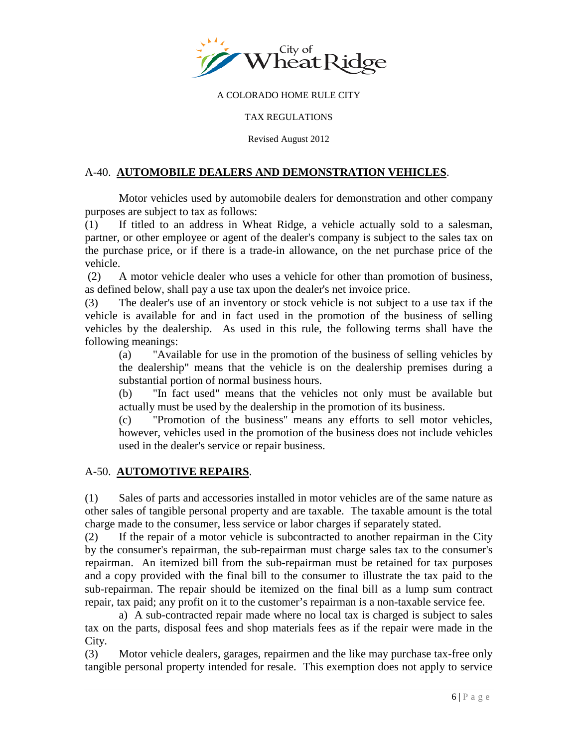A COLORADO HOME RULE CITY

TAX REGULATIONS

Revised August 2012

## A-40. **AUTOMOBILE DEALERS AND DEMONSTRATION VEHICLES**.

Motor vehicles used by automobile dealers for demonstration and other company purposes are subject to tax as follows:

(1) If titled to an address in Wheat Ridge, a vehicle actually sold to a salesman, partner, or other employee or agent of the dealer's company is subject to the sales tax on the purchase price, or if there is a trade-in allowance, on the net purchase price of the vehicle.

(2) A motor vehicle dealer who uses a vehicle for other than promotion of business, as defined below, shall pay a use tax upon the dealer's net invoice price.

(3) The dealer's use of an inventory or stock vehicle is not subject to a use tax if the vehicle is available for and in fact used in the promotion of the business of selling vehicles by the dealership. As used in this rule, the following terms shall have the following meanings:

(a) "Available for use in the promotion of the business of selling vehicles by the dealership" means that the vehicle is on the dealership premises during a substantial portion of normal business hours.

(b) "In fact used" means that the vehicles not only must be available but actually must be used by the dealership in the promotion of its business.

(c) "Promotion of the business" means any efforts to sell motor vehicles, however, vehicles used in the promotion of the business does not include vehicles used in the dealer's service or repair business.

## A-50. **AUTOMOTIVE REPAIRS**.

(1) Sales of parts and accessories installed in motor vehicles are of the same nature as other sales of tangible personal property and are taxable. The taxable amount is the total charge made to the consumer, less service or labor charges if separately stated.

(2) If the repair of a motor vehicle is subcontracted to another repairman in the City by the consumer's repairman, the sub-repairman must charge sales tax to the consumer's repairman. An itemized bill from the sub-repairman must be retained for tax purposes and a copy provided with the final bill to the consumer to illustrate the tax paid to the sub-repairman. The repair should be itemized on the final bill as a lump sum contract repair, tax paid; any profit on it to the customer's repairman is a non-taxable service fee.

a) A sub-contracted repair made where no local tax is charged is subject to sales tax on the parts, disposal fees and shop materials fees as if the repair were made in the City.

(3) Motor vehicle dealers, garages, repairmen and the like may purchase tax-free only tangible personal property intended for resale. This exemption does not apply to service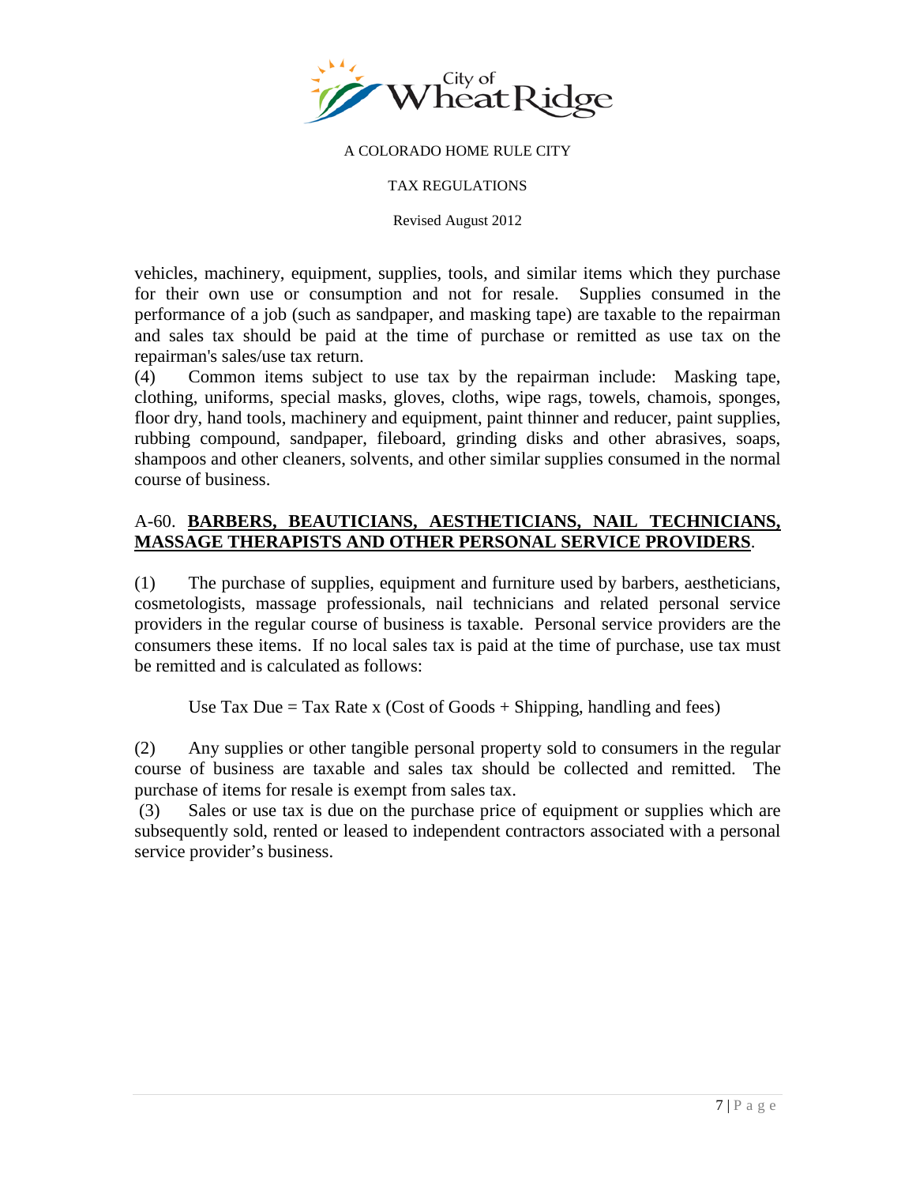vehicles, machinery, equipment, supplies, tools, and similar items which they purchase for their own use or consumption and not for resale. Supplies consumed in the performance of a job (such as sandpaper, and masking tape) are taxable to the repairman and sales tax should be paid at the time of purchase or remitted as use tax on the repairman's sales/use tax return.

(4) Common items subject to use tax by the repairman include: Masking tape, clothing, uniforms, special masks, gloves, cloths, wipe rags, towels, chamois, sponges, floor dry, hand tools, machinery and equipment, paint thinner and reducer, paint supplies, rubbing compound, sandpaper, fileboard, grinding disks and other abrasives, soaps, shampoos and other cleaners, solvents, and other similar supplies consumed in the normal course of business.

## A-60. **BARBERS, BEAUTICIANS, AESTHETICIANS, NAIL TECHNICIANS, MASSAGE THERAPISTS AND OTHER PERSONAL SERVICE PROVIDERS**.

(1) The purchase of supplies, equipment and furniture used by barbers, aestheticians, cosmetologists, massage professionals, nail technicians and related personal service providers in the regular course of business is taxable. Personal service providers are the consumers these items. If no local sales tax is paid at the time of purchase, use tax must be remitted and is calculated as follows:

Use Tax Due = Tax Rate x (Cost of Goods + Shipping, handling and fees)

(2) Any supplies or other tangible personal property sold to consumers in the regular course of business are taxable and sales tax should be collected and remitted. The purchase of items for resale is exempt from sales tax.

(3) Sales or use tax is due on the purchase price of equipment or supplies which are subsequently sold, rented or leased to independent contractors associated with a personal service provider's business.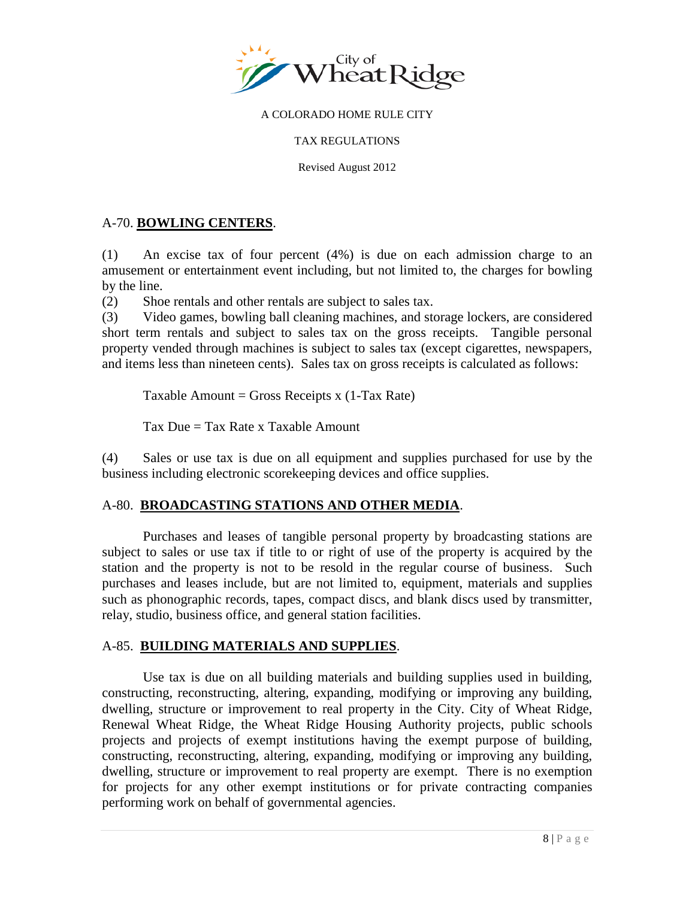A COLORADO HOME RULE CITY

TAX REGULATIONS

Revised August 2012

## A-70. **BOWLING CENTERS**.

(1) An excise tax of four percent (4%) is due on each admission charge to an amusement or entertainment event including, but not limited to, the charges for bowling by the line.

(2) Shoe rentals and other rentals are subject to sales tax.

(3) Video games, bowling ball cleaning machines, and storage lockers, are considered short term rentals and subject to sales tax on the gross receipts. Tangible personal property vended through machines is subject to sales tax (except cigarettes, newspapers, and items less than nineteen cents). Sales tax on gross receipts is calculated as follows:

Taxable Amount = Gross Receipts x (1-Tax Rate)

Tax Due = Tax Rate x Taxable Amount

(4) Sales or use tax is due on all equipment and supplies purchased for use by the business including electronic scorekeeping devices and office supplies.

## A-80. **BROADCASTING STATIONS AND OTHER MEDIA**.

Purchases and leases of tangible personal property by broadcasting stations are subject to sales or use tax if title to or right of use of the property is acquired by the station and the property is not to be resold in the regular course of business. Such purchases and leases include, but are not limited to, equipment, materials and supplies such as phonographic records, tapes, compact discs, and blank discs used by transmitter, relay, studio, business office, and general station facilities.

## A-85. **BUILDING MATERIALS AND SUPPLIES**.

Use tax is due on all building materials and building supplies used in building, constructing, reconstructing, altering, expanding, modifying or improving any building, dwelling, structure or improvement to real property in the City. City of Wheat Ridge, Renewal Wheat Ridge, the Wheat Ridge Housing Authority projects, public schools projects and projects of exempt institutions having the exempt purpose of building, constructing, reconstructing, altering, expanding, modifying or improving any building, dwelling, structure or improvement to real property are exempt. There is no exemption for projects for any other exempt institutions or for private contracting companies performing work on behalf of governmental agencies.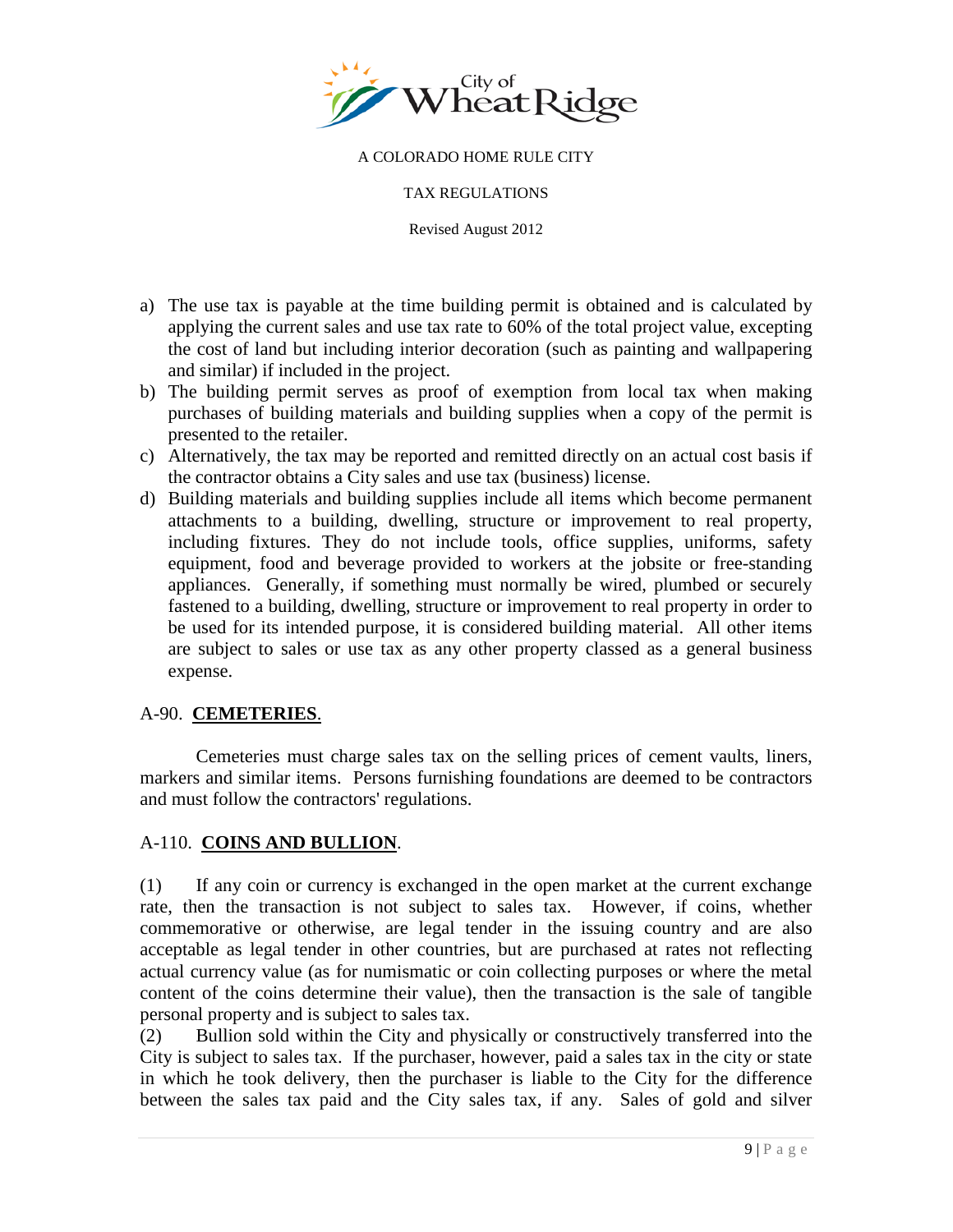a) The use tax is payable at the time building permit is obtained and is calculated by applying the current sales and use tax rate to 60% of the total project value, excepting the cost of land but including interior decoration (such as painting and wallpapering and similar) if included in the project.
b) The building permit serves as proof of exemption from local tax when making purchases of building materials and building supplies when a copy of the permit is presented to the retailer.
c) Alternatively, the tax may be reported and remitted directly on an actual cost basis if the contractor obtains a City sales and use tax (business) license.
d) Building materials and building supplies include all items which become permanent attachments to a building, dwelling, structure or improvement to real property, including fixtures. They do not include tools, office supplies, uniforms, safety equipment, food and beverage provided to workers at the jobsite or free-standing appliances. Generally, if something must normally be wired, plumbed or securely fastened to a building, dwelling, structure or improvement to real property in order to be used for its intended purpose, it is considered building material. All other items are subject to sales or use tax as any other property classed as a general business expense.

## A-90. **CEMETERIES**.

Cemeteries must charge sales tax on the selling prices of cement vaults, liners, markers and similar items. Persons furnishing foundations are deemed to be contractors and must follow the contractors' regulations.

## A-110. **COINS AND BULLION**.

(1) If any coin or currency is exchanged in the open market at the current exchange rate, then the transaction is not subject to sales tax. However, if coins, whether commemorative or otherwise, are legal tender in the issuing country and are also acceptable as legal tender in other countries, but are purchased at rates not reflecting actual currency value (as for numismatic or coin collecting purposes or where the metal content of the coins determine their value), then the transaction is the sale of tangible personal property and is subject to sales tax.

(2) Bullion sold within the City and physically or constructively transferred into the City is subject to sales tax. If the purchaser, however, paid a sales tax in the city or state in which he took delivery, then the purchaser is liable to the City for the difference between the sales tax paid and the City sales tax, if any. Sales of gold and silver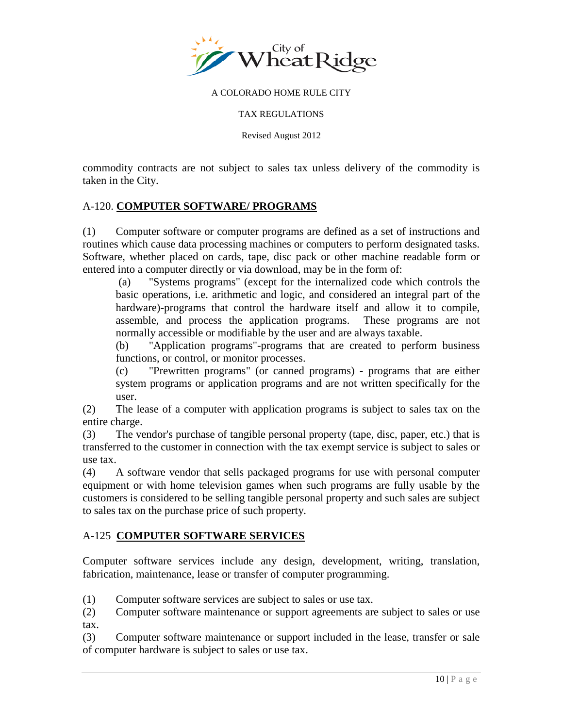commodity contracts are not subject to sales tax unless delivery of the commodity is taken in the City.

A-120. **COMPUTER SOFTWARE/ PROGRAMS**

(1) Computer software or computer programs are defined as a set of instructions and routines which cause data processing machines or computers to perform designated tasks. Software, whether placed on cards, tape, disc pack or other machine readable form or entered into a computer directly or via download, may be in the form of:

(a) "Systems programs" (except for the internalized code which controls the basic operations, i.e. arithmetic and logic, and considered an integral part of the hardware)-programs that control the hardware itself and allow it to compile, assemble, and process the application programs. These programs are not normally accessible or modifiable by the user and are always taxable.

(b) "Application programs"-programs that are created to perform business functions, or control, or monitor processes.

(c) "Prewritten programs" (or canned programs) - programs that are either system programs or application programs and are not written specifically for the user.

(2) The lease of a computer with application programs is subject to sales tax on the entire charge.

(3) The vendor's purchase of tangible personal property (tape, disc, paper, etc.) that is transferred to the customer in connection with the tax exempt service is subject to sales or use tax.

(4) A software vendor that sells packaged programs for use with personal computer equipment or with home television games when such programs are fully usable by the customers is considered to be selling tangible personal property and such sales are subject to sales tax on the purchase price of such property.

A-125 **COMPUTER SOFTWARE SERVICES**

Computer software services include any design, development, writing, translation, fabrication, maintenance, lease or transfer of computer programming.

(1) Computer software services are subject to sales or use tax.

(2) Computer software maintenance or support agreements are subject to sales or use tax.

(3) Computer software maintenance or support included in the lease, transfer or sale of computer hardware is subject to sales or use tax.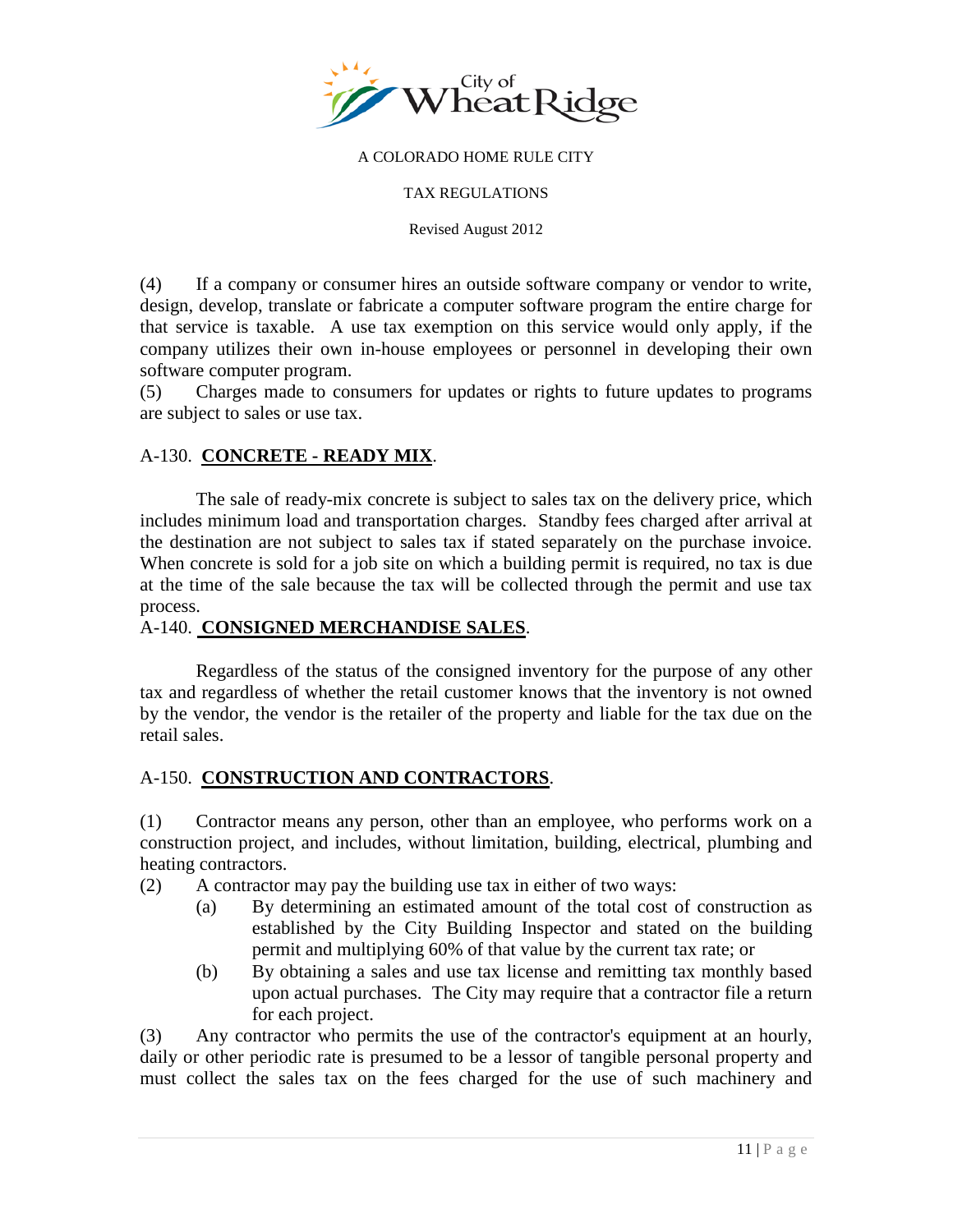(4) If a company or consumer hires an outside software company or vendor to write, design, develop, translate or fabricate a computer software program the entire charge for that service is taxable. A use tax exemption on this service would only apply, if the company utilizes their own in-house employees or personnel in developing their own software computer program.

(5) Charges made to consumers for updates or rights to future updates to programs are subject to sales or use tax.

## A-130. **CONCRETE - READY MIX**.

The sale of ready-mix concrete is subject to sales tax on the delivery price, which includes minimum load and transportation charges. Standby fees charged after arrival at the destination are not subject to sales tax if stated separately on the purchase invoice. When concrete is sold for a job site on which a building permit is required, no tax is due at the time of the sale because the tax will be collected through the permit and use tax process.

## A-140. **CONSIGNED MERCHANDISE SALES**.

Regardless of the status of the consigned inventory for the purpose of any other tax and regardless of whether the retail customer knows that the inventory is not owned by the vendor, the vendor is the retailer of the property and liable for the tax due on the retail sales.

## A-150. **CONSTRUCTION AND CONTRACTORS**.

(1) Contractor means any person, other than an employee, who performs work on a construction project, and includes, without limitation, building, electrical, plumbing and heating contractors.

(2) A contractor may pay the building use tax in either of two ways:

- (a) By determining an estimated amount of the total cost of construction as established by the City Building Inspector and stated on the building permit and multiplying 60% of that value by the current tax rate; or
- (b) By obtaining a sales and use tax license and remitting tax monthly based upon actual purchases. The City may require that a contractor file a return for each project.

(3) Any contractor who permits the use of the contractor's equipment at an hourly, daily or other periodic rate is presumed to be a lessor of tangible personal property and must collect the sales tax on the fees charged for the use of such machinery and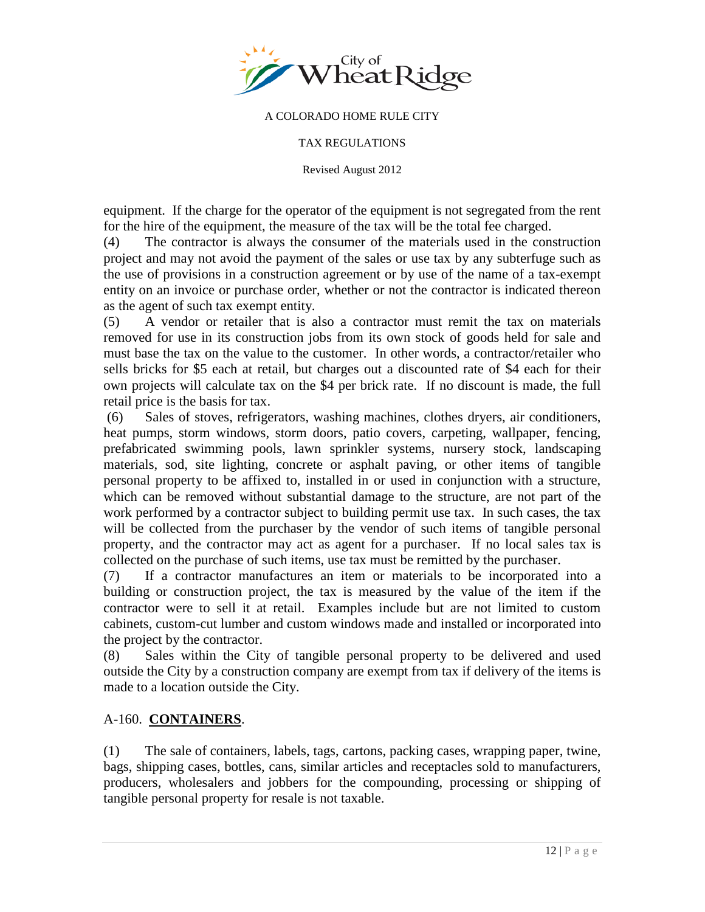equipment. If the charge for the operator of the equipment is not segregated from the rent for the hire of the equipment, the measure of the tax will be the total fee charged.

(4) The contractor is always the consumer of the materials used in the construction project and may not avoid the payment of the sales or use tax by any subterfuge such as the use of provisions in a construction agreement or by use of the name of a tax-exempt entity on an invoice or purchase order, whether or not the contractor is indicated thereon as the agent of such tax exempt entity.

(5) A vendor or retailer that is also a contractor must remit the tax on materials removed for use in its construction jobs from its own stock of goods held for sale and must base the tax on the value to the customer. In other words, a contractor/retailer who sells bricks for $5 each at retail, but charges out a discounted rate of $4 each for their own projects will calculate tax on the $4 per brick rate. If no discount is made, the full retail price is the basis for tax.

(6) Sales of stoves, refrigerators, washing machines, clothes dryers, air conditioners, heat pumps, storm windows, storm doors, patio covers, carpeting, wallpaper, fencing, prefabricated swimming pools, lawn sprinkler systems, nursery stock, landscaping materials, sod, site lighting, concrete or asphalt paving, or other items of tangible personal property to be affixed to, installed in or used in conjunction with a structure, which can be removed without substantial damage to the structure, are not part of the work performed by a contractor subject to building permit use tax. In such cases, the tax will be collected from the purchaser by the vendor of such items of tangible personal property, and the contractor may act as agent for a purchaser. If no local sales tax is collected on the purchase of such items, use tax must be remitted by the purchaser.

(7) If a contractor manufactures an item or materials to be incorporated into a building or construction project, the tax is measured by the value of the item if the contractor were to sell it at retail. Examples include but are not limited to custom cabinets, custom-cut lumber and custom windows made and installed or incorporated into the project by the contractor.

(8) Sales within the City of tangible personal property to be delivered and used outside the City by a construction company are exempt from tax if delivery of the items is made to a location outside the City.

## A-160. **CONTAINERS**.

(1) The sale of containers, labels, tags, cartons, packing cases, wrapping paper, twine, bags, shipping cases, bottles, cans, similar articles and receptacles sold to manufacturers, producers, wholesalers and jobbers for the compounding, processing or shipping of tangible personal property for resale is not taxable.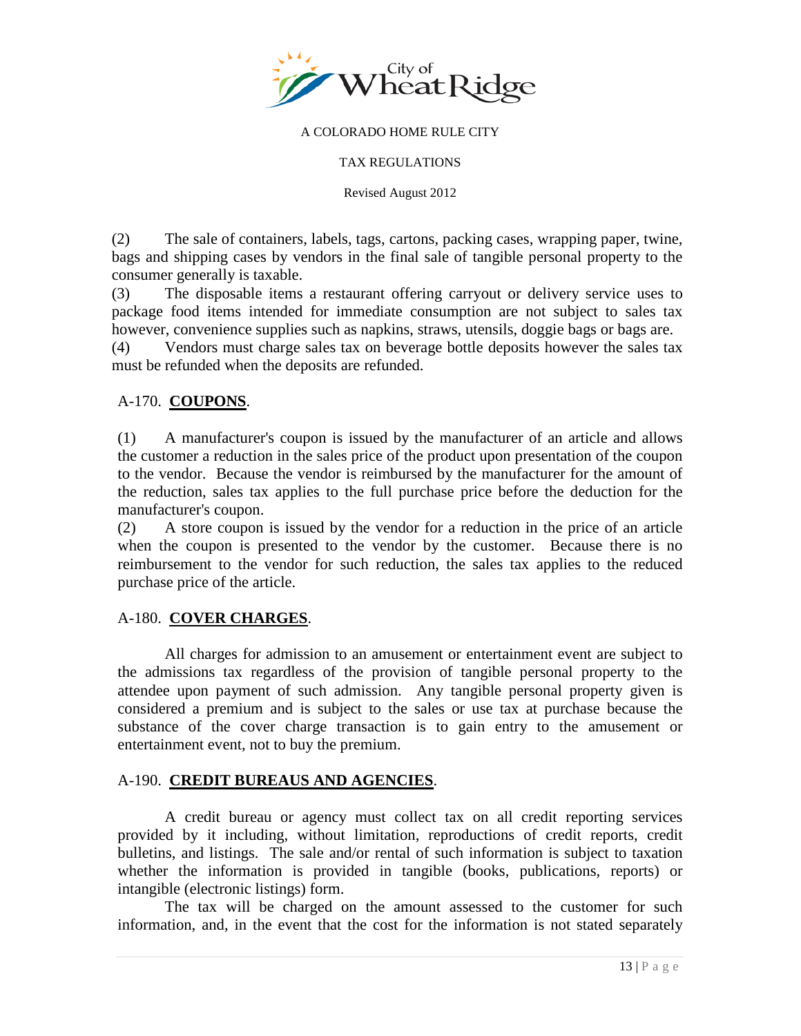(2) The sale of containers, labels, tags, cartons, packing cases, wrapping paper, twine, bags and shipping cases by vendors in the final sale of tangible personal property to the consumer generally is taxable.
(3) The disposable items a restaurant offering carryout or delivery service uses to package food items intended for immediate consumption are not subject to sales tax however, convenience supplies such as napkins, straws, utensils, doggie bags or bags are.
(4) Vendors must charge sales tax on beverage bottle deposits however the sales tax must be refunded when the deposits are refunded.

## A-170. **COUPONS**.

(1) A manufacturer's coupon is issued by the manufacturer of an article and allows the customer a reduction in the sales price of the product upon presentation of the coupon to the vendor. Because the vendor is reimbursed by the manufacturer for the amount of the reduction, sales tax applies to the full purchase price before the deduction for the manufacturer's coupon.
(2) A store coupon is issued by the vendor for a reduction in the price of an article when the coupon is presented to the vendor by the customer. Because there is no reimbursement to the vendor for such reduction, the sales tax applies to the reduced purchase price of the article.

## A-180. **COVER CHARGES**.

All charges for admission to an amusement or entertainment event are subject to the admissions tax regardless of the provision of tangible personal property to the attendee upon payment of such admission. Any tangible personal property given is considered a premium and is subject to the sales or use tax at purchase because the substance of the cover charge transaction is to gain entry to the amusement or entertainment event, not to buy the premium.

## A-190. **CREDIT BUREAUS AND AGENCIES**.

A credit bureau or agency must collect tax on all credit reporting services provided by it including, without limitation, reproductions of credit reports, credit bulletins, and listings. The sale and/or rental of such information is subject to taxation whether the information is provided in tangible (books, publications, reports) or intangible (electronic listings) form.

The tax will be charged on the amount assessed to the customer for such information, and, in the event that the cost for the information is not stated separately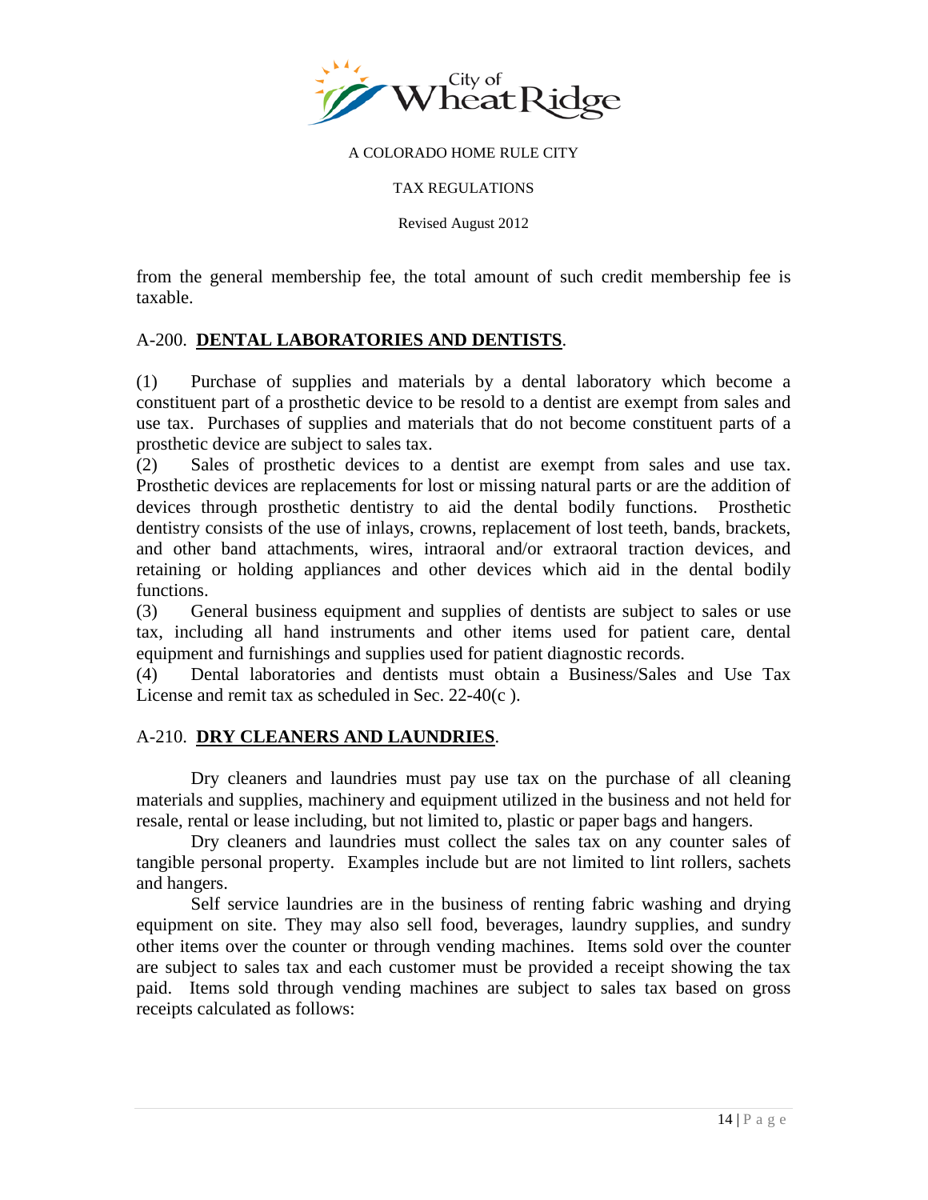from the general membership fee, the total amount of such credit membership fee is taxable.

## A-200. **DENTAL LABORATORIES AND DENTISTS**.

(1) Purchase of supplies and materials by a dental laboratory which become a constituent part of a prosthetic device to be resold to a dentist are exempt from sales and use tax. Purchases of supplies and materials that do not become constituent parts of a prosthetic device are subject to sales tax.

(2) Sales of prosthetic devices to a dentist are exempt from sales and use tax. Prosthetic devices are replacements for lost or missing natural parts or are the addition of devices through prosthetic dentistry to aid the dental bodily functions. Prosthetic dentistry consists of the use of inlays, crowns, replacement of lost teeth, bands, brackets, and other band attachments, wires, intraoral and/or extraoral traction devices, and retaining or holding appliances and other devices which aid in the dental bodily functions.

(3) General business equipment and supplies of dentists are subject to sales or use tax, including all hand instruments and other items used for patient care, dental equipment and furnishings and supplies used for patient diagnostic records.

(4) Dental laboratories and dentists must obtain a Business/Sales and Use Tax License and remit tax as scheduled in Sec. 22-40(c ).

## A-210. **DRY CLEANERS AND LAUNDRIES**.

Dry cleaners and laundries must pay use tax on the purchase of all cleaning materials and supplies, machinery and equipment utilized in the business and not held for resale, rental or lease including, but not limited to, plastic or paper bags and hangers.

Dry cleaners and laundries must collect the sales tax on any counter sales of tangible personal property. Examples include but are not limited to lint rollers, sachets and hangers.

Self service laundries are in the business of renting fabric washing and drying equipment on site. They may also sell food, beverages, laundry supplies, and sundry other items over the counter or through vending machines. Items sold over the counter are subject to sales tax and each customer must be provided a receipt showing the tax paid. Items sold through vending machines are subject to sales tax based on gross receipts calculated as follows: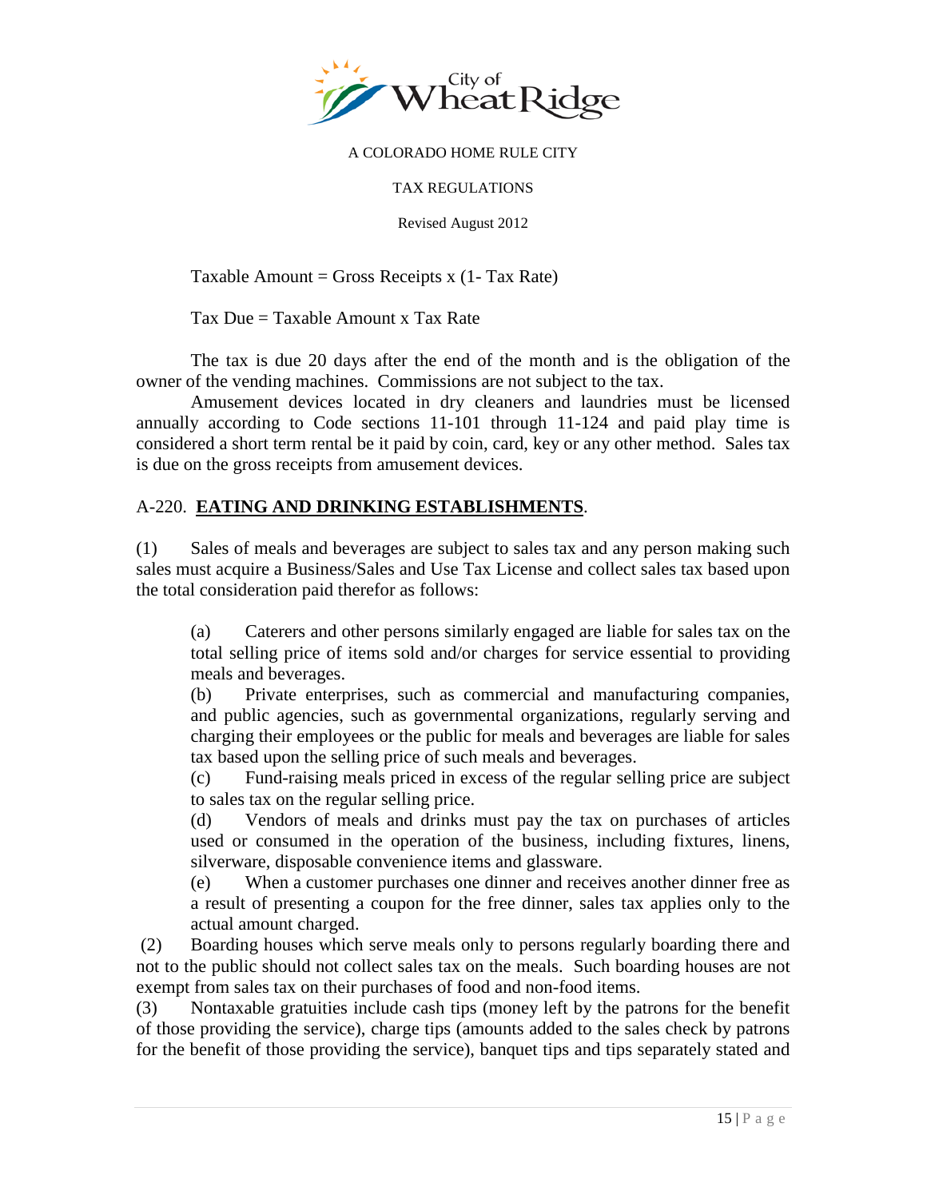Taxable Amount = Gross Receipts x (1- Tax Rate)

Tax Due = Taxable Amount x Tax Rate

The tax is due 20 days after the end of the month and is the obligation of the owner of the vending machines. Commissions are not subject to the tax.

Amusement devices located in dry cleaners and laundries must be licensed annually according to Code sections 11-101 through 11-124 and paid play time is considered a short term rental be it paid by coin, card, key or any other method. Sales tax is due on the gross receipts from amusement devices.

## A-220. **EATING AND DRINKING ESTABLISHMENTS**.

(1) Sales of meals and beverages are subject to sales tax and any person making such sales must acquire a Business/Sales and Use Tax License and collect sales tax based upon the total consideration paid therefor as follows:

(a) Caterers and other persons similarly engaged are liable for sales tax on the total selling price of items sold and/or charges for service essential to providing meals and beverages.

(b) Private enterprises, such as commercial and manufacturing companies, and public agencies, such as governmental organizations, regularly serving and charging their employees or the public for meals and beverages are liable for sales tax based upon the selling price of such meals and beverages.

(c) Fund-raising meals priced in excess of the regular selling price are subject to sales tax on the regular selling price.

(d) Vendors of meals and drinks must pay the tax on purchases of articles used or consumed in the operation of the business, including fixtures, linens, silverware, disposable convenience items and glassware.

(e) When a customer purchases one dinner and receives another dinner free as a result of presenting a coupon for the free dinner, sales tax applies only to the actual amount charged.

(2) Boarding houses which serve meals only to persons regularly boarding there and not to the public should not collect sales tax on the meals. Such boarding houses are not exempt from sales tax on their purchases of food and non-food items.

(3) Nontaxable gratuities include cash tips (money left by the patrons for the benefit of those providing the service), charge tips (amounts added to the sales check by patrons for the benefit of those providing the service), banquet tips and tips separately stated and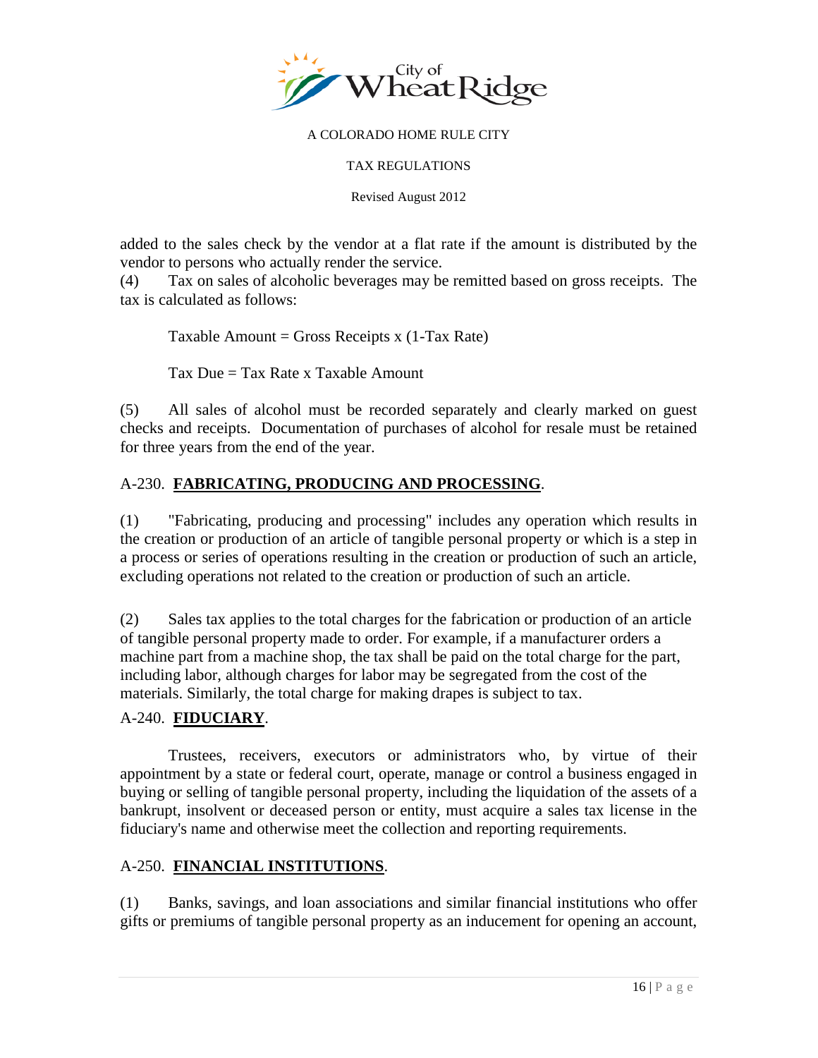added to the sales check by the vendor at a flat rate if the amount is distributed by the vendor to persons who actually render the service.

(4) Tax on sales of alcoholic beverages may be remitted based on gross receipts. The tax is calculated as follows:

Taxable Amount = Gross Receipts x (1-Tax Rate)

Tax Due = Tax Rate x Taxable Amount

(5) All sales of alcohol must be recorded separately and clearly marked on guest checks and receipts. Documentation of purchases of alcohol for resale must be retained for three years from the end of the year.

## A-230. **FABRICATING, PRODUCING AND PROCESSING**.

(1) "Fabricating, producing and processing" includes any operation which results in the creation or production of an article of tangible personal property or which is a step in a process or series of operations resulting in the creation or production of such an article, excluding operations not related to the creation or production of such an article.

(2) Sales tax applies to the total charges for the fabrication or production of an article of tangible personal property made to order. For example, if a manufacturer orders a machine part from a machine shop, the tax shall be paid on the total charge for the part, including labor, although charges for labor may be segregated from the cost of the materials. Similarly, the total charge for making drapes is subject to tax.

## A-240. **FIDUCIARY**.

Trustees, receivers, executors or administrators who, by virtue of their appointment by a state or federal court, operate, manage or control a business engaged in buying or selling of tangible personal property, including the liquidation of the assets of a bankrupt, insolvent or deceased person or entity, must acquire a sales tax license in the fiduciary's name and otherwise meet the collection and reporting requirements.

## A-250. **FINANCIAL INSTITUTIONS**.

(1) Banks, savings, and loan associations and similar financial institutions who offer gifts or premiums of tangible personal property as an inducement for opening an account,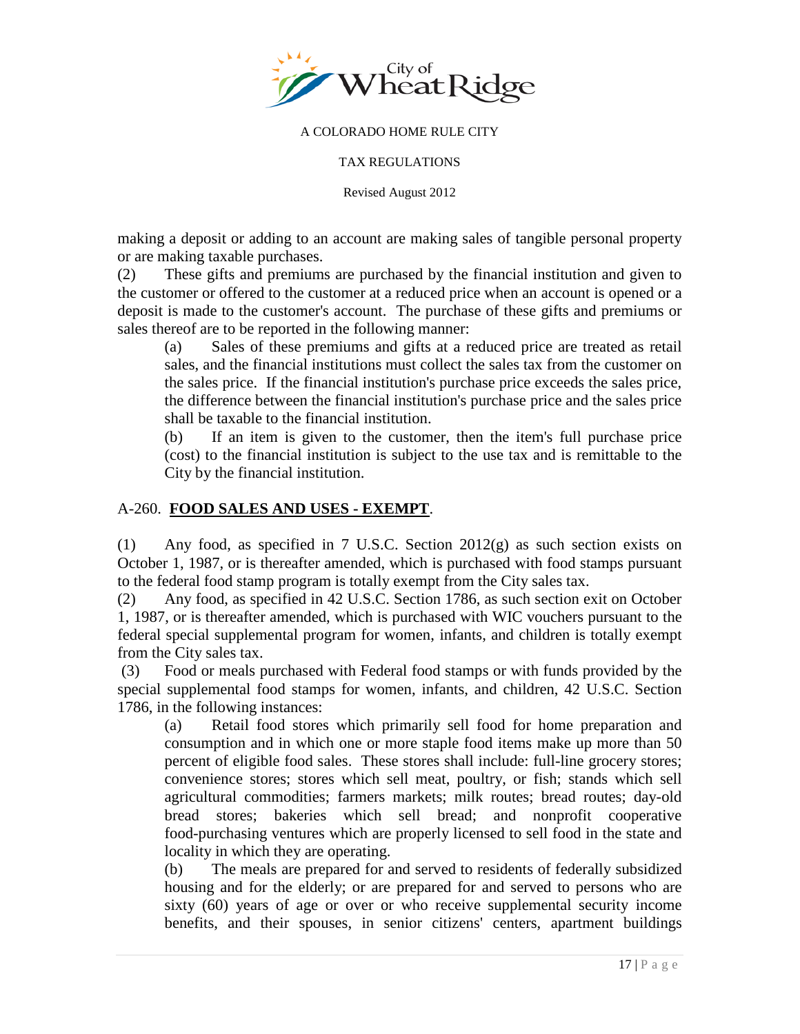making a deposit or adding to an account are making sales of tangible personal property or are making taxable purchases.

(2) These gifts and premiums are purchased by the financial institution and given to the customer or offered to the customer at a reduced price when an account is opened or a deposit is made to the customer's account. The purchase of these gifts and premiums or sales thereof are to be reported in the following manner:

> (a) Sales of these premiums and gifts at a reduced price are treated as retail sales, and the financial institutions must collect the sales tax from the customer on the sales price. If the financial institution's purchase price exceeds the sales price, the difference between the financial institution's purchase price and the sales price shall be taxable to the financial institution.
>
> (b) If an item is given to the customer, then the item's full purchase price (cost) to the financial institution is subject to the use tax and is remittable to the City by the financial institution.

## A-260. **FOOD SALES AND USES - EXEMPT**.

(1) Any food, as specified in 7 U.S.C. Section 2012(g) as such section exists on October 1, 1987, or is thereafter amended, which is purchased with food stamps pursuant to the federal food stamp program is totally exempt from the City sales tax.

(2) Any food, as specified in 42 U.S.C. Section 1786, as such section exit on October 1, 1987, or is thereafter amended, which is purchased with WIC vouchers pursuant to the federal special supplemental program for women, infants, and children is totally exempt from the City sales tax.

(3) Food or meals purchased with Federal food stamps or with funds provided by the special supplemental food stamps for women, infants, and children, 42 U.S.C. Section 1786, in the following instances:

> (a) Retail food stores which primarily sell food for home preparation and consumption and in which one or more staple food items make up more than 50 percent of eligible food sales. These stores shall include: full-line grocery stores; convenience stores; stores which sell meat, poultry, or fish; stands which sell agricultural commodities; farmers markets; milk routes; bread routes; day-old bread stores; bakeries which sell bread; and nonprofit cooperative food-purchasing ventures which are properly licensed to sell food in the state and locality in which they are operating.
>
> (b) The meals are prepared for and served to residents of federally subsidized housing and for the elderly; or are prepared for and served to persons who are sixty (60) years of age or over or who receive supplemental security income benefits, and their spouses, in senior citizens' centers, apartment buildings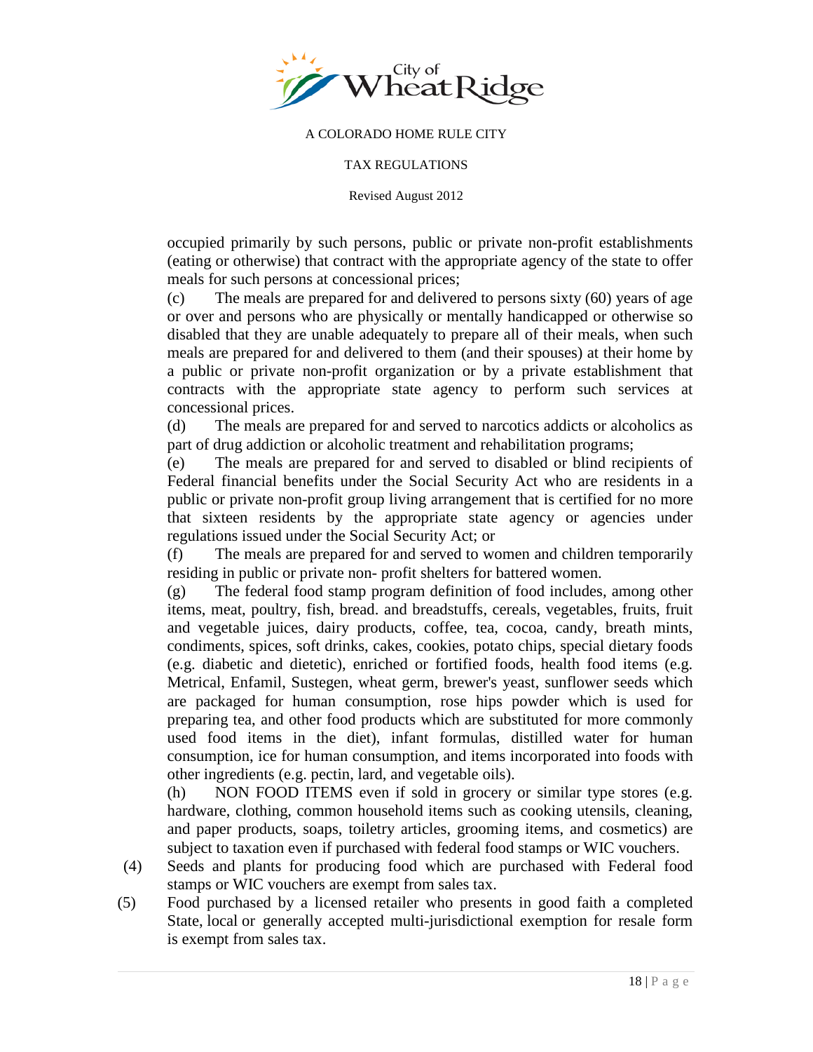occupied primarily by such persons, public or private non-profit establishments (eating or otherwise) that contract with the appropriate agency of the state to offer meals for such persons at concessional prices;

(c) The meals are prepared for and delivered to persons sixty (60) years of age or over and persons who are physically or mentally handicapped or otherwise so disabled that they are unable adequately to prepare all of their meals, when such meals are prepared for and delivered to them (and their spouses) at their home by a public or private non-profit organization or by a private establishment that contracts with the appropriate state agency to perform such services at concessional prices.

(d) The meals are prepared for and served to narcotics addicts or alcoholics as part of drug addiction or alcoholic treatment and rehabilitation programs;

(e) The meals are prepared for and served to disabled or blind recipients of Federal financial benefits under the Social Security Act who are residents in a public or private non-profit group living arrangement that is certified for no more that sixteen residents by the appropriate state agency or agencies under regulations issued under the Social Security Act; or

(f) The meals are prepared for and served to women and children temporarily residing in public or private non- profit shelters for battered women.

(g) The federal food stamp program definition of food includes, among other items, meat, poultry, fish, bread. and breadstuffs, cereals, vegetables, fruits, fruit and vegetable juices, dairy products, coffee, tea, cocoa, candy, breath mints, condiments, spices, soft drinks, cakes, cookies, potato chips, special dietary foods (e.g. diabetic and dietetic), enriched or fortified foods, health food items (e.g. Metrical, Enfamil, Sustegen, wheat germ, brewer's yeast, sunflower seeds which are packaged for human consumption, rose hips powder which is used for preparing tea, and other food products which are substituted for more commonly used food items in the diet), infant formulas, distilled water for human consumption, ice for human consumption, and items incorporated into foods with other ingredients (e.g. pectin, lard, and vegetable oils).

(h) NON FOOD ITEMS even if sold in grocery or similar type stores (e.g. hardware, clothing, common household items such as cooking utensils, cleaning, and paper products, soaps, toiletry articles, grooming items, and cosmetics) are subject to taxation even if purchased with federal food stamps or WIC vouchers.

(4) Seeds and plants for producing food which are purchased with Federal food stamps or WIC vouchers are exempt from sales tax.

(5) Food purchased by a licensed retailer who presents in good faith a completed State, local or generally accepted multi-jurisdictional exemption for resale form is exempt from sales tax.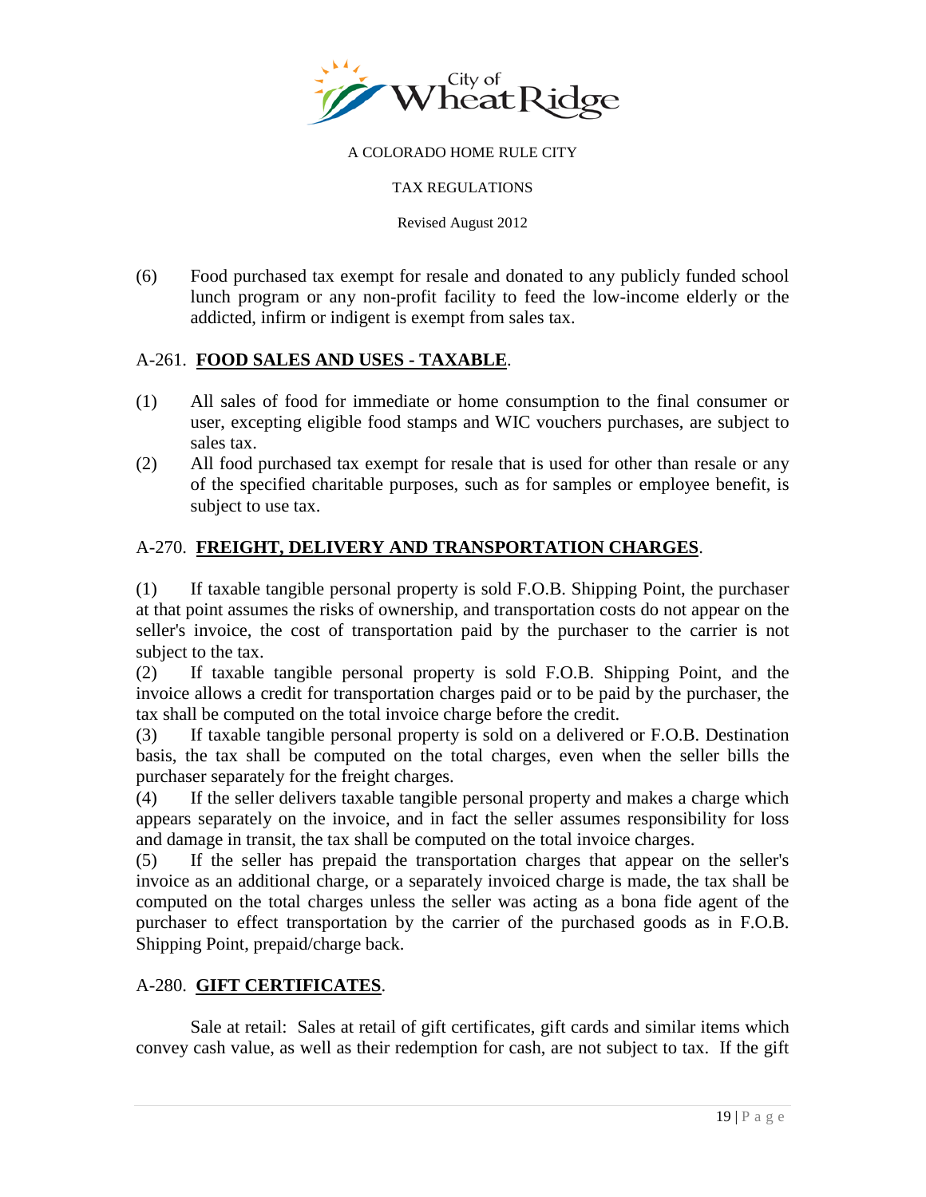(6) Food purchased tax exempt for resale and donated to any publicly funded school lunch program or any non-profit facility to feed the low-income elderly or the addicted, infirm or indigent is exempt from sales tax.

## A-261. **FOOD SALES AND USES - TAXABLE**.

(1) All sales of food for immediate or home consumption to the final consumer or user, excepting eligible food stamps and WIC vouchers purchases, are subject to sales tax.

(2) All food purchased tax exempt for resale that is used for other than resale or any of the specified charitable purposes, such as for samples or employee benefit, is subject to use tax.

## A-270. **FREIGHT, DELIVERY AND TRANSPORTATION CHARGES**.

(1) If taxable tangible personal property is sold F.O.B. Shipping Point, the purchaser at that point assumes the risks of ownership, and transportation costs do not appear on the seller's invoice, the cost of transportation paid by the purchaser to the carrier is not subject to the tax.

(2) If taxable tangible personal property is sold F.O.B. Shipping Point, and the invoice allows a credit for transportation charges paid or to be paid by the purchaser, the tax shall be computed on the total invoice charge before the credit.

(3) If taxable tangible personal property is sold on a delivered or F.O.B. Destination basis, the tax shall be computed on the total charges, even when the seller bills the purchaser separately for the freight charges.

(4) If the seller delivers taxable tangible personal property and makes a charge which appears separately on the invoice, and in fact the seller assumes responsibility for loss and damage in transit, the tax shall be computed on the total invoice charges.

(5) If the seller has prepaid the transportation charges that appear on the seller's invoice as an additional charge, or a separately invoiced charge is made, the tax shall be computed on the total charges unless the seller was acting as a bona fide agent of the purchaser to effect transportation by the carrier of the purchased goods as in F.O.B. Shipping Point, prepaid/charge back.

## A-280. **GIFT CERTIFICATES**.

Sale at retail: Sales at retail of gift certificates, gift cards and similar items which convey cash value, as well as their redemption for cash, are not subject to tax. If the gift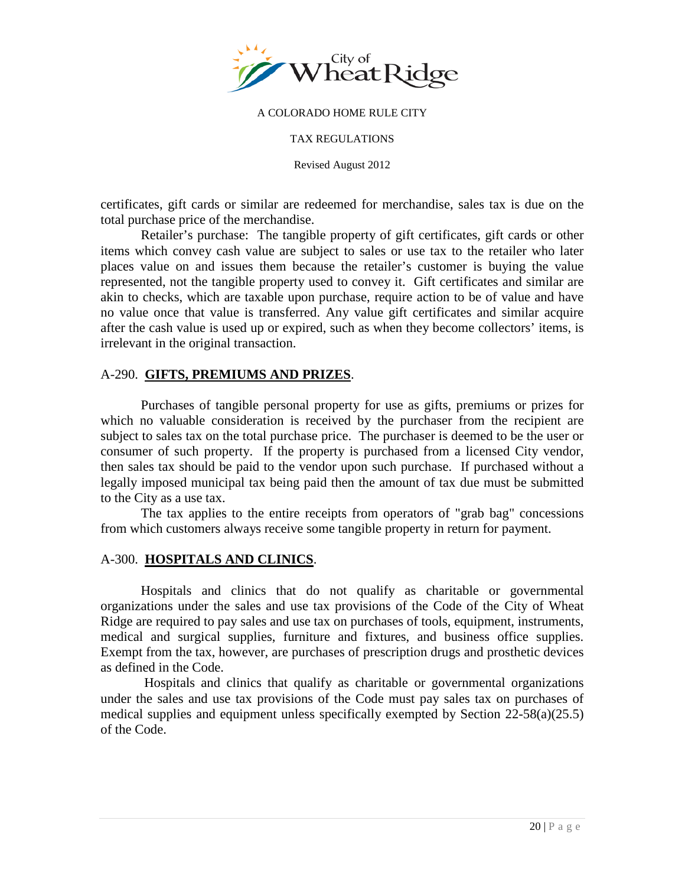certificates, gift cards or similar are redeemed for merchandise, sales tax is due on the total purchase price of the merchandise.

Retailer's purchase: The tangible property of gift certificates, gift cards or other items which convey cash value are subject to sales or use tax to the retailer who later places value on and issues them because the retailer's customer is buying the value represented, not the tangible property used to convey it. Gift certificates and similar are akin to checks, which are taxable upon purchase, require action to be of value and have no value once that value is transferred. Any value gift certificates and similar acquire after the cash value is used up or expired, such as when they become collectors' items, is irrelevant in the original transaction.

## A-290. **GIFTS, PREMIUMS AND PRIZES**.

Purchases of tangible personal property for use as gifts, premiums or prizes for which no valuable consideration is received by the purchaser from the recipient are subject to sales tax on the total purchase price. The purchaser is deemed to be the user or consumer of such property. If the property is purchased from a licensed City vendor, then sales tax should be paid to the vendor upon such purchase. If purchased without a legally imposed municipal tax being paid then the amount of tax due must be submitted to the City as a use tax.

The tax applies to the entire receipts from operators of "grab bag" concessions from which customers always receive some tangible property in return for payment.

## A-300. **HOSPITALS AND CLINICS**.

Hospitals and clinics that do not qualify as charitable or governmental organizations under the sales and use tax provisions of the Code of the City of Wheat Ridge are required to pay sales and use tax on purchases of tools, equipment, instruments, medical and surgical supplies, furniture and fixtures, and business office supplies. Exempt from the tax, however, are purchases of prescription drugs and prosthetic devices as defined in the Code.

Hospitals and clinics that qualify as charitable or governmental organizations under the sales and use tax provisions of the Code must pay sales tax on purchases of medical supplies and equipment unless specifically exempted by Section 22-58(a)(25.5) of the Code.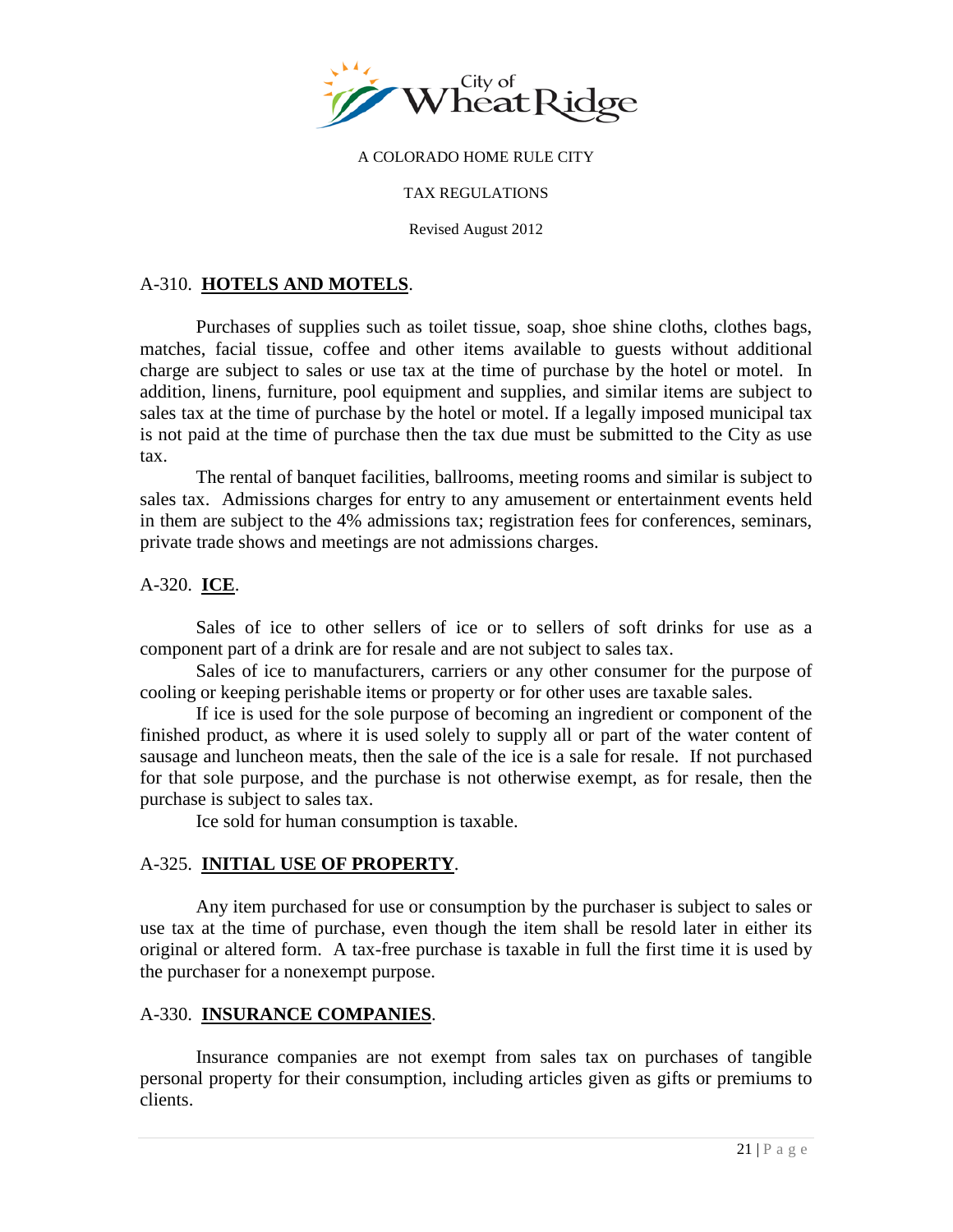A COLORADO HOME RULE CITY

TAX REGULATIONS

Revised August 2012

## A-310. **HOTELS AND MOTELS**.

Purchases of supplies such as toilet tissue, soap, shoe shine cloths, clothes bags, matches, facial tissue, coffee and other items available to guests without additional charge are subject to sales or use tax at the time of purchase by the hotel or motel. In addition, linens, furniture, pool equipment and supplies, and similar items are subject to sales tax at the time of purchase by the hotel or motel. If a legally imposed municipal tax is not paid at the time of purchase then the tax due must be submitted to the City as use tax.

The rental of banquet facilities, ballrooms, meeting rooms and similar is subject to sales tax. Admissions charges for entry to any amusement or entertainment events held in them are subject to the 4% admissions tax; registration fees for conferences, seminars, private trade shows and meetings are not admissions charges.

## A-320. **ICE**.

Sales of ice to other sellers of ice or to sellers of soft drinks for use as a component part of a drink are for resale and are not subject to sales tax.

Sales of ice to manufacturers, carriers or any other consumer for the purpose of cooling or keeping perishable items or property or for other uses are taxable sales.

If ice is used for the sole purpose of becoming an ingredient or component of the finished product, as where it is used solely to supply all or part of the water content of sausage and luncheon meats, then the sale of the ice is a sale for resale. If not purchased for that sole purpose, and the purchase is not otherwise exempt, as for resale, then the purchase is subject to sales tax.

Ice sold for human consumption is taxable.

## A-325. **INITIAL USE OF PROPERTY**.

Any item purchased for use or consumption by the purchaser is subject to sales or use tax at the time of purchase, even though the item shall be resold later in either its original or altered form. A tax-free purchase is taxable in full the first time it is used by the purchaser for a nonexempt purpose.

## A-330. **INSURANCE COMPANIES**.

Insurance companies are not exempt from sales tax on purchases of tangible personal property for their consumption, including articles given as gifts or premiums to clients.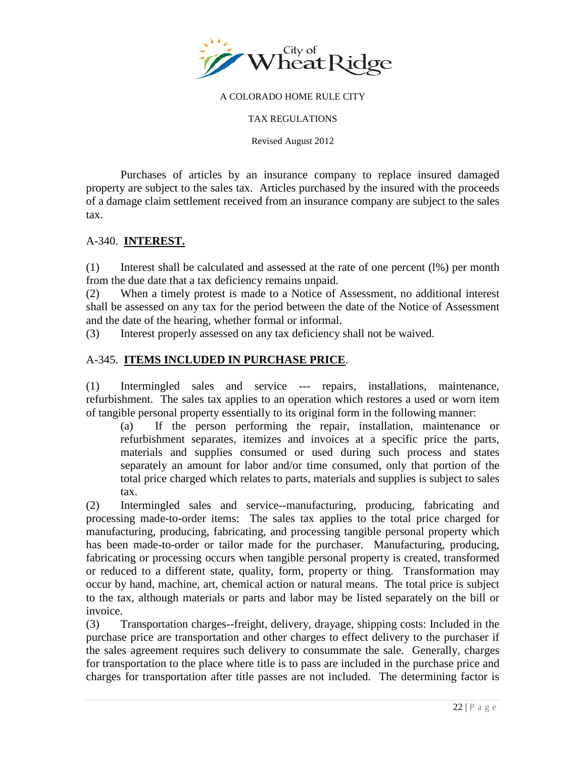Purchases of articles by an insurance company to replace insured damaged property are subject to the sales tax. Articles purchased by the insured with the proceeds of a damage claim settlement received from an insurance company are subject to the sales tax.

## A-340. **INTEREST.**

(1) Interest shall be calculated and assessed at the rate of one percent (l%) per month from the due date that a tax deficiency remains unpaid.

(2) When a timely protest is made to a Notice of Assessment, no additional interest shall be assessed on any tax for the period between the date of the Notice of Assessment and the date of the hearing, whether formal or informal.

(3) Interest properly assessed on any tax deficiency shall not be waived.

## A-345. **ITEMS INCLUDED IN PURCHASE PRICE**.

(1) Intermingled sales and service --- repairs, installations, maintenance, refurbishment. The sales tax applies to an operation which restores a used or worn item of tangible personal property essentially to its original form in the following manner:

(a) If the person performing the repair, installation, maintenance or refurbishment separates, itemizes and invoices at a specific price the parts, materials and supplies consumed or used during such process and states separately an amount for labor and/or time consumed, only that portion of the total price charged which relates to parts, materials and supplies is subject to sales tax.

(2) Intermingled sales and service--manufacturing, producing, fabricating and processing made-to-order items: The sales tax applies to the total price charged for manufacturing, producing, fabricating, and processing tangible personal property which has been made-to-order or tailor made for the purchaser. Manufacturing, producing, fabricating or processing occurs when tangible personal property is created, transformed or reduced to a different state, quality, form, property or thing. Transformation may occur by hand, machine, art, chemical action or natural means. The total price is subject to the tax, although materials or parts and labor may be listed separately on the bill or invoice.

(3) Transportation charges--freight, delivery, drayage, shipping costs: Included in the purchase price are transportation and other charges to effect delivery to the purchaser if the sales agreement requires such delivery to consummate the sale. Generally, charges for transportation to the place where title is to pass are included in the purchase price and charges for transportation after title passes are not included. The determining factor is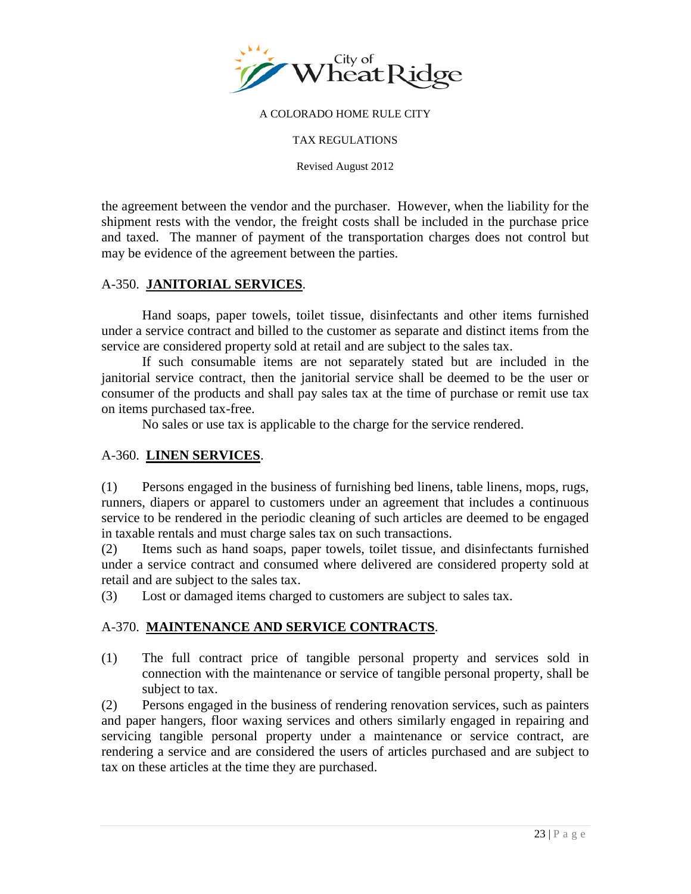the agreement between the vendor and the purchaser. However, when the liability for the shipment rests with the vendor, the freight costs shall be included in the purchase price and taxed. The manner of payment of the transportation charges does not control but may be evidence of the agreement between the parties.

## A-350. **JANITORIAL SERVICES**.

Hand soaps, paper towels, toilet tissue, disinfectants and other items furnished under a service contract and billed to the customer as separate and distinct items from the service are considered property sold at retail and are subject to the sales tax.

If such consumable items are not separately stated but are included in the janitorial service contract, then the janitorial service shall be deemed to be the user or consumer of the products and shall pay sales tax at the time of purchase or remit use tax on items purchased tax-free.

No sales or use tax is applicable to the charge for the service rendered.

## A-360. **LINEN SERVICES**.

(1) Persons engaged in the business of furnishing bed linens, table linens, mops, rugs, runners, diapers or apparel to customers under an agreement that includes a continuous service to be rendered in the periodic cleaning of such articles are deemed to be engaged in taxable rentals and must charge sales tax on such transactions.

(2) Items such as hand soaps, paper towels, toilet tissue, and disinfectants furnished under a service contract and consumed where delivered are considered property sold at retail and are subject to the sales tax.

(3) Lost or damaged items charged to customers are subject to sales tax.

## A-370. **MAINTENANCE AND SERVICE CONTRACTS**.

(1) The full contract price of tangible personal property and services sold in connection with the maintenance or service of tangible personal property, shall be subject to tax.

(2) Persons engaged in the business of rendering renovation services, such as painters and paper hangers, floor waxing services and others similarly engaged in repairing and servicing tangible personal property under a maintenance or service contract, are rendering a service and are considered the users of articles purchased and are subject to tax on these articles at the time they are purchased.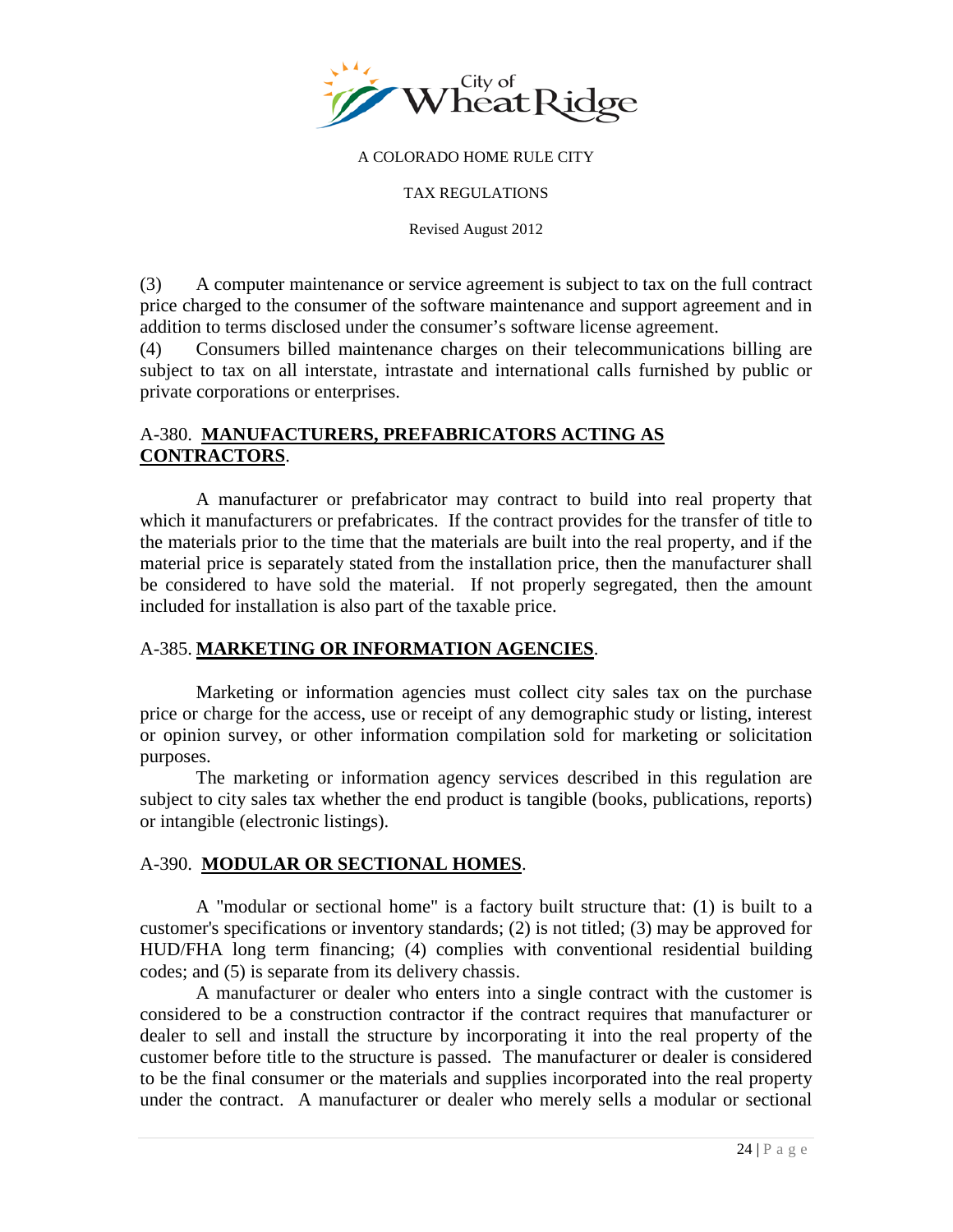(3) A computer maintenance or service agreement is subject to tax on the full contract price charged to the consumer of the software maintenance and support agreement and in addition to terms disclosed under the consumer's software license agreement.

(4) Consumers billed maintenance charges on their telecommunications billing are subject to tax on all interstate, intrastate and international calls furnished by public or private corporations or enterprises.

## A-380. **MANUFACTURERS, PREFABRICATORS ACTING AS CONTRACTORS**.

A manufacturer or prefabricator may contract to build into real property that which it manufacturers or prefabricates. If the contract provides for the transfer of title to the materials prior to the time that the materials are built into the real property, and if the material price is separately stated from the installation price, then the manufacturer shall be considered to have sold the material. If not properly segregated, then the amount included for installation is also part of the taxable price.

## A-385. **MARKETING OR INFORMATION AGENCIES**.

Marketing or information agencies must collect city sales tax on the purchase price or charge for the access, use or receipt of any demographic study or listing, interest or opinion survey, or other information compilation sold for marketing or solicitation purposes.

The marketing or information agency services described in this regulation are subject to city sales tax whether the end product is tangible (books, publications, reports) or intangible (electronic listings).

## A-390. **MODULAR OR SECTIONAL HOMES**.

A "modular or sectional home" is a factory built structure that: (1) is built to a customer's specifications or inventory standards; (2) is not titled; (3) may be approved for HUD/FHA long term financing; (4) complies with conventional residential building codes; and (5) is separate from its delivery chassis.

A manufacturer or dealer who enters into a single contract with the customer is considered to be a construction contractor if the contract requires that manufacturer or dealer to sell and install the structure by incorporating it into the real property of the customer before title to the structure is passed. The manufacturer or dealer is considered to be the final consumer or the materials and supplies incorporated into the real property under the contract. A manufacturer or dealer who merely sells a modular or sectional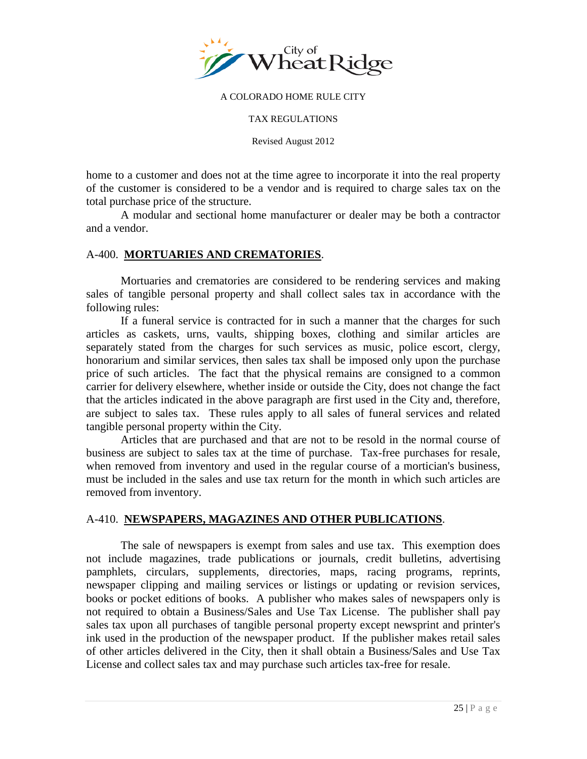home to a customer and does not at the time agree to incorporate it into the real property of the customer is considered to be a vendor and is required to charge sales tax on the total purchase price of the structure.

A modular and sectional home manufacturer or dealer may be both a contractor and a vendor.

## A-400. **MORTUARIES AND CREMATORIES**.

Mortuaries and crematories are considered to be rendering services and making sales of tangible personal property and shall collect sales tax in accordance with the following rules:

If a funeral service is contracted for in such a manner that the charges for such articles as caskets, urns, vaults, shipping boxes, clothing and similar articles are separately stated from the charges for such services as music, police escort, clergy, honorarium and similar services, then sales tax shall be imposed only upon the purchase price of such articles. The fact that the physical remains are consigned to a common carrier for delivery elsewhere, whether inside or outside the City, does not change the fact that the articles indicated in the above paragraph are first used in the City and, therefore, are subject to sales tax. These rules apply to all sales of funeral services and related tangible personal property within the City.

Articles that are purchased and that are not to be resold in the normal course of business are subject to sales tax at the time of purchase. Tax-free purchases for resale, when removed from inventory and used in the regular course of a mortician's business, must be included in the sales and use tax return for the month in which such articles are removed from inventory.

## A-410. **NEWSPAPERS, MAGAZINES AND OTHER PUBLICATIONS**.

The sale of newspapers is exempt from sales and use tax. This exemption does not include magazines, trade publications or journals, credit bulletins, advertising pamphlets, circulars, supplements, directories, maps, racing programs, reprints, newspaper clipping and mailing services or listings or updating or revision services, books or pocket editions of books. A publisher who makes sales of newspapers only is not required to obtain a Business/Sales and Use Tax License. The publisher shall pay sales tax upon all purchases of tangible personal property except newsprint and printer's ink used in the production of the newspaper product. If the publisher makes retail sales of other articles delivered in the City, then it shall obtain a Business/Sales and Use Tax License and collect sales tax and may purchase such articles tax-free for resale.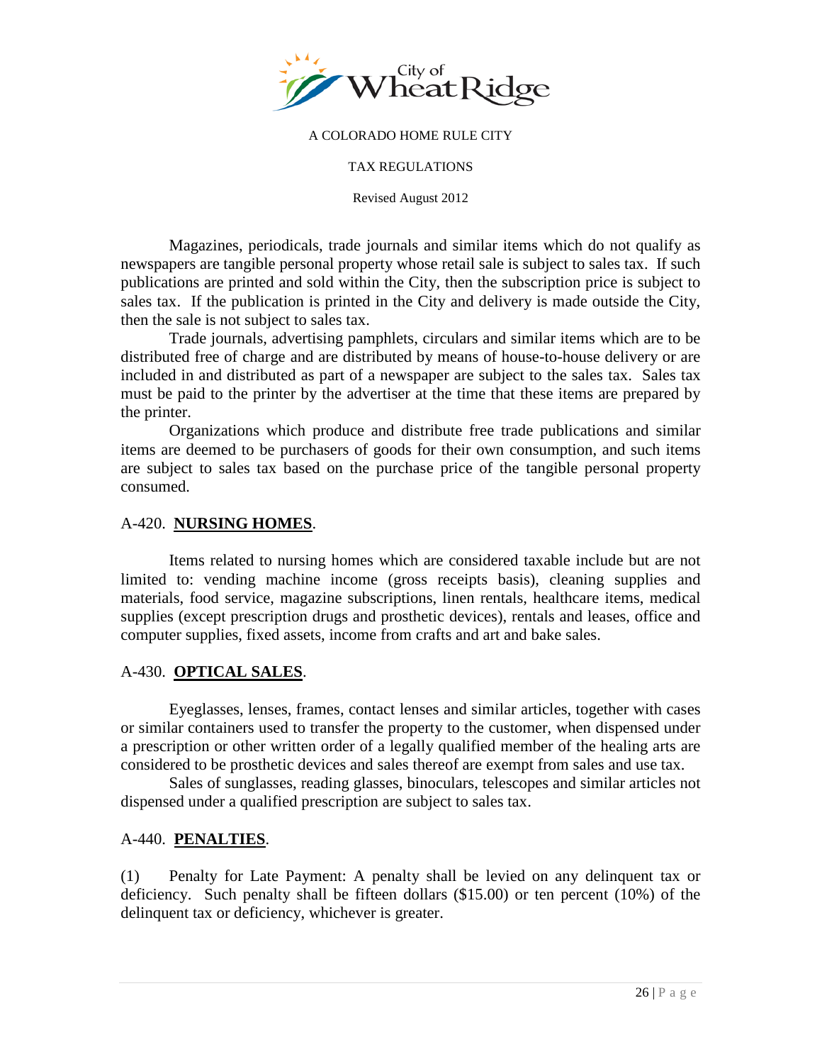Magazines, periodicals, trade journals and similar items which do not qualify as newspapers are tangible personal property whose retail sale is subject to sales tax. If such publications are printed and sold within the City, then the subscription price is subject to sales tax. If the publication is printed in the City and delivery is made outside the City, then the sale is not subject to sales tax.

Trade journals, advertising pamphlets, circulars and similar items which are to be distributed free of charge and are distributed by means of house-to-house delivery or are included in and distributed as part of a newspaper are subject to the sales tax. Sales tax must be paid to the printer by the advertiser at the time that these items are prepared by the printer.

Organizations which produce and distribute free trade publications and similar items are deemed to be purchasers of goods for their own consumption, and such items are subject to sales tax based on the purchase price of the tangible personal property consumed.

## A-420. **NURSING HOMES**.

Items related to nursing homes which are considered taxable include but are not limited to: vending machine income (gross receipts basis), cleaning supplies and materials, food service, magazine subscriptions, linen rentals, healthcare items, medical supplies (except prescription drugs and prosthetic devices), rentals and leases, office and computer supplies, fixed assets, income from crafts and art and bake sales.

## A-430. **OPTICAL SALES**.

Eyeglasses, lenses, frames, contact lenses and similar articles, together with cases or similar containers used to transfer the property to the customer, when dispensed under a prescription or other written order of a legally qualified member of the healing arts are considered to be prosthetic devices and sales thereof are exempt from sales and use tax.

Sales of sunglasses, reading glasses, binoculars, telescopes and similar articles not dispensed under a qualified prescription are subject to sales tax.

## A-440. **PENALTIES**.

(1) Penalty for Late Payment: A penalty shall be levied on any delinquent tax or deficiency. Such penalty shall be fifteen dollars ($15.00) or ten percent (10%) of the delinquent tax or deficiency, whichever is greater.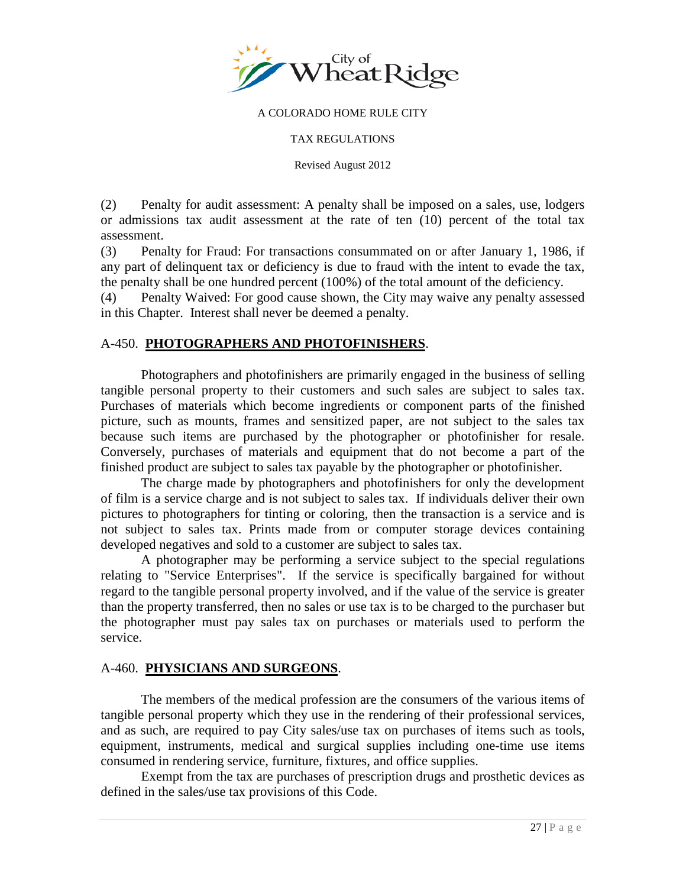(2) Penalty for audit assessment: A penalty shall be imposed on a sales, use, lodgers or admissions tax audit assessment at the rate of ten (10) percent of the total tax assessment.

(3) Penalty for Fraud: For transactions consummated on or after January 1, 1986, if any part of delinquent tax or deficiency is due to fraud with the intent to evade the tax, the penalty shall be one hundred percent (100%) of the total amount of the deficiency.

(4) Penalty Waived: For good cause shown, the City may waive any penalty assessed in this Chapter. Interest shall never be deemed a penalty.

## A-450. **PHOTOGRAPHERS AND PHOTOFINISHERS**.

Photographers and photofinishers are primarily engaged in the business of selling tangible personal property to their customers and such sales are subject to sales tax. Purchases of materials which become ingredients or component parts of the finished picture, such as mounts, frames and sensitized paper, are not subject to the sales tax because such items are purchased by the photographer or photofinisher for resale. Conversely, purchases of materials and equipment that do not become a part of the finished product are subject to sales tax payable by the photographer or photofinisher.

The charge made by photographers and photofinishers for only the development of film is a service charge and is not subject to sales tax. If individuals deliver their own pictures to photographers for tinting or coloring, then the transaction is a service and is not subject to sales tax. Prints made from or computer storage devices containing developed negatives and sold to a customer are subject to sales tax.

A photographer may be performing a service subject to the special regulations relating to "Service Enterprises". If the service is specifically bargained for without regard to the tangible personal property involved, and if the value of the service is greater than the property transferred, then no sales or use tax is to be charged to the purchaser but the photographer must pay sales tax on purchases or materials used to perform the service.

## A-460. **PHYSICIANS AND SURGEONS**.

The members of the medical profession are the consumers of the various items of tangible personal property which they use in the rendering of their professional services, and as such, are required to pay City sales/use tax on purchases of items such as tools, equipment, instruments, medical and surgical supplies including one-time use items consumed in rendering service, furniture, fixtures, and office supplies.

Exempt from the tax are purchases of prescription drugs and prosthetic devices as defined in the sales/use tax provisions of this Code.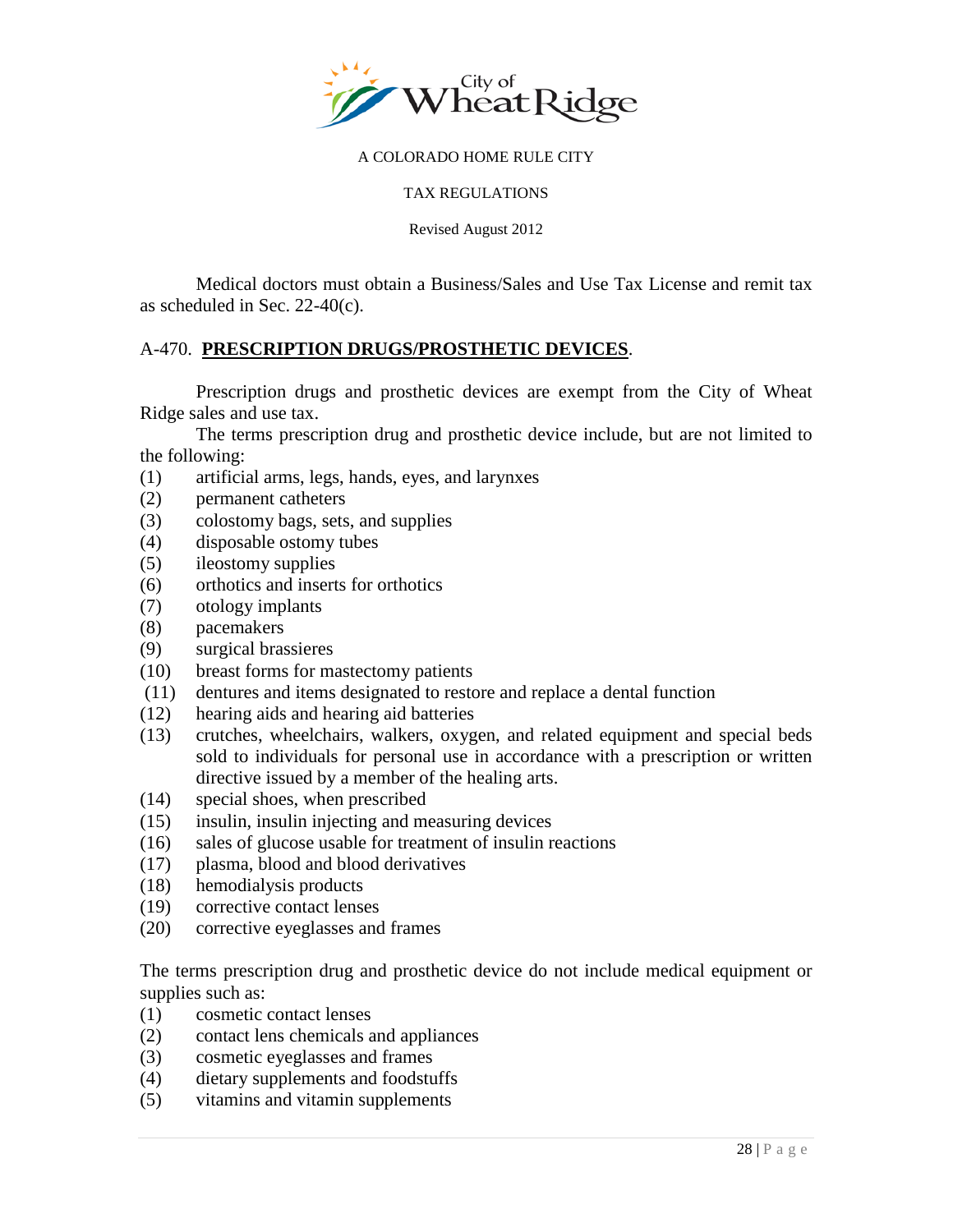Medical doctors must obtain a Business/Sales and Use Tax License and remit tax as scheduled in Sec. 22-40(c).

A-470. **PRESCRIPTION DRUGS/PROSTHETIC DEVICES**.

Prescription drugs and prosthetic devices are exempt from the City of Wheat Ridge sales and use tax.

The terms prescription drug and prosthetic device include, but are not limited to the following:

(1) artificial arms, legs, hands, eyes, and larynxes
(2) permanent catheters
(3) colostomy bags, sets, and supplies
(4) disposable ostomy tubes
(5) ileostomy supplies
(6) orthotics and inserts for orthotics
(7) otology implants
(8) pacemakers
(9) surgical brassieres
(10) breast forms for mastectomy patients
(11) dentures and items designated to restore and replace a dental function
(12) hearing aids and hearing aid batteries
(13) crutches, wheelchairs, walkers, oxygen, and related equipment and special beds sold to individuals for personal use in accordance with a prescription or written directive issued by a member of the healing arts.
(14) special shoes, when prescribed
(15) insulin, insulin injecting and measuring devices
(16) sales of glucose usable for treatment of insulin reactions
(17) plasma, blood and blood derivatives
(18) hemodialysis products
(19) corrective contact lenses
(20) corrective eyeglasses and frames

The terms prescription drug and prosthetic device do not include medical equipment or supplies such as:

(1) cosmetic contact lenses
(2) contact lens chemicals and appliances
(3) cosmetic eyeglasses and frames
(4) dietary supplements and foodstuffs
(5) vitamins and vitamin supplements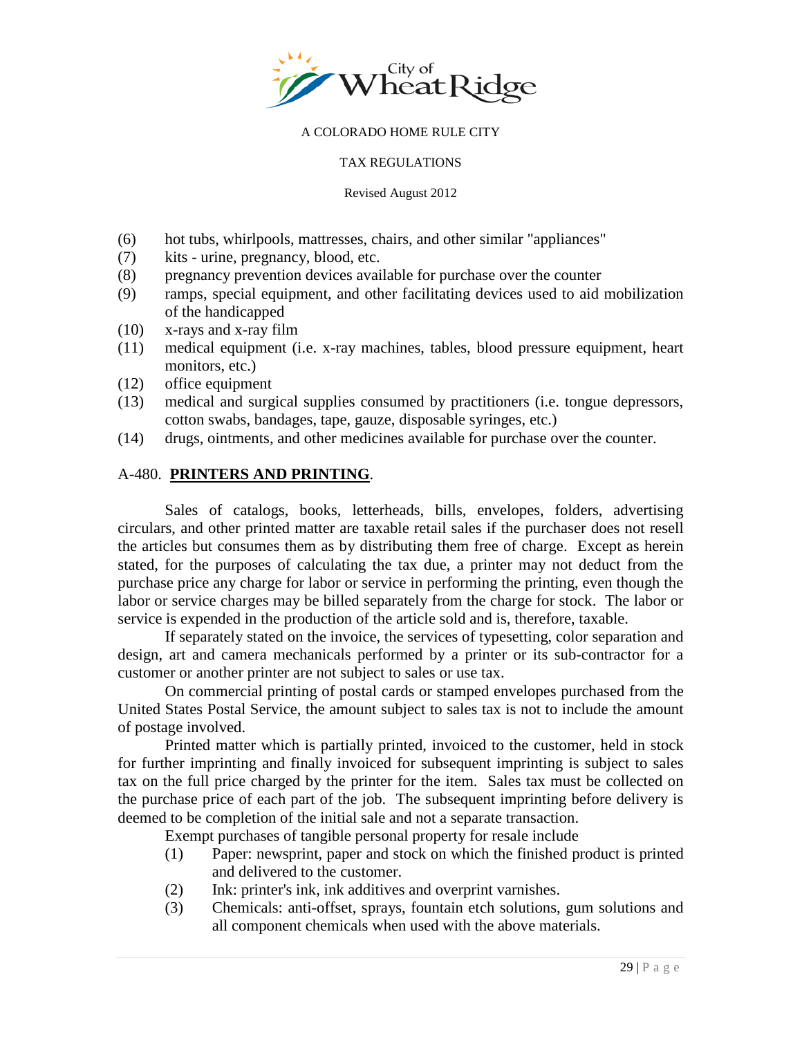(6) hot tubs, whirlpools, mattresses, chairs, and other similar "appliances"
(7) kits - urine, pregnancy, blood, etc.
(8) pregnancy prevention devices available for purchase over the counter
(9) ramps, special equipment, and other facilitating devices used to aid mobilization of the handicapped
(10) x-rays and x-ray film
(11) medical equipment (i.e. x-ray machines, tables, blood pressure equipment, heart monitors, etc.)
(12) office equipment
(13) medical and surgical supplies consumed by practitioners (i.e. tongue depressors, cotton swabs, bandages, tape, gauze, disposable syringes, etc.)
(14) drugs, ointments, and other medicines available for purchase over the counter.

## A-480. **PRINTERS AND PRINTING**.

Sales of catalogs, books, letterheads, bills, envelopes, folders, advertising circulars, and other printed matter are taxable retail sales if the purchaser does not resell the articles but consumes them as by distributing them free of charge. Except as herein stated, for the purposes of calculating the tax due, a printer may not deduct from the purchase price any charge for labor or service in performing the printing, even though the labor or service charges may be billed separately from the charge for stock. The labor or service is expended in the production of the article sold and is, therefore, taxable.

If separately stated on the invoice, the services of typesetting, color separation and design, art and camera mechanicals performed by a printer or its sub-contractor for a customer or another printer are not subject to sales or use tax.

On commercial printing of postal cards or stamped envelopes purchased from the United States Postal Service, the amount subject to sales tax is not to include the amount of postage involved.

Printed matter which is partially printed, invoiced to the customer, held in stock for further imprinting and finally invoiced for subsequent imprinting is subject to sales tax on the full price charged by the printer for the item. Sales tax must be collected on the purchase price of each part of the job. The subsequent imprinting before delivery is deemed to be completion of the initial sale and not a separate transaction.

Exempt purchases of tangible personal property for resale include

(1) Paper: newsprint, paper and stock on which the finished product is printed and delivered to the customer.
(2) Ink: printer's ink, ink additives and overprint varnishes.
(3) Chemicals: anti-offset, sprays, fountain etch solutions, gum solutions and all component chemicals when used with the above materials.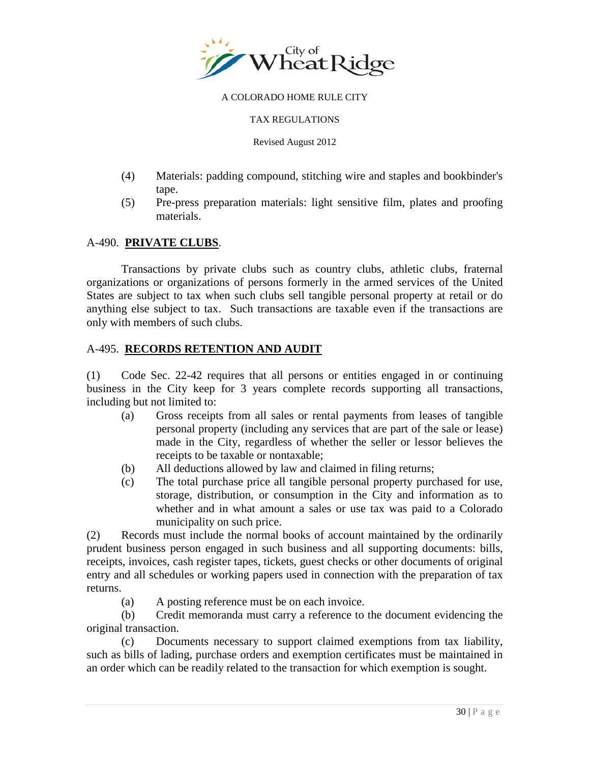(4) Materials: padding compound, stitching wire and staples and bookbinder's tape.

(5) Pre-press preparation materials: light sensitive film, plates and proofing materials.

## A-490. **PRIVATE CLUBS**.

Transactions by private clubs such as country clubs, athletic clubs, fraternal organizations or organizations of persons formerly in the armed services of the United States are subject to tax when such clubs sell tangible personal property at retail or do anything else subject to tax. Such transactions are taxable even if the transactions are only with members of such clubs.

## A-495. **RECORDS RETENTION AND AUDIT**

(1) Code Sec. 22-42 requires that all persons or entities engaged in or continuing business in the City keep for 3 years complete records supporting all transactions, including but not limited to:

(a) Gross receipts from all sales or rental payments from leases of tangible personal property (including any services that are part of the sale or lease) made in the City, regardless of whether the seller or lessor believes the receipts to be taxable or nontaxable;

(b) All deductions allowed by law and claimed in filing returns;

(c) The total purchase price all tangible personal property purchased for use, storage, distribution, or consumption in the City and information as to whether and in what amount a sales or use tax was paid to a Colorado municipality on such price.

(2) Records must include the normal books of account maintained by the ordinarily prudent business person engaged in such business and all supporting documents: bills, receipts, invoices, cash register tapes, tickets, guest checks or other documents of original entry and all schedules or working papers used in connection with the preparation of tax returns.

(a) A posting reference must be on each invoice.

(b) Credit memoranda must carry a reference to the document evidencing the original transaction.

(c) Documents necessary to support claimed exemptions from tax liability, such as bills of lading, purchase orders and exemption certificates must be maintained in an order which can be readily related to the transaction for which exemption is sought.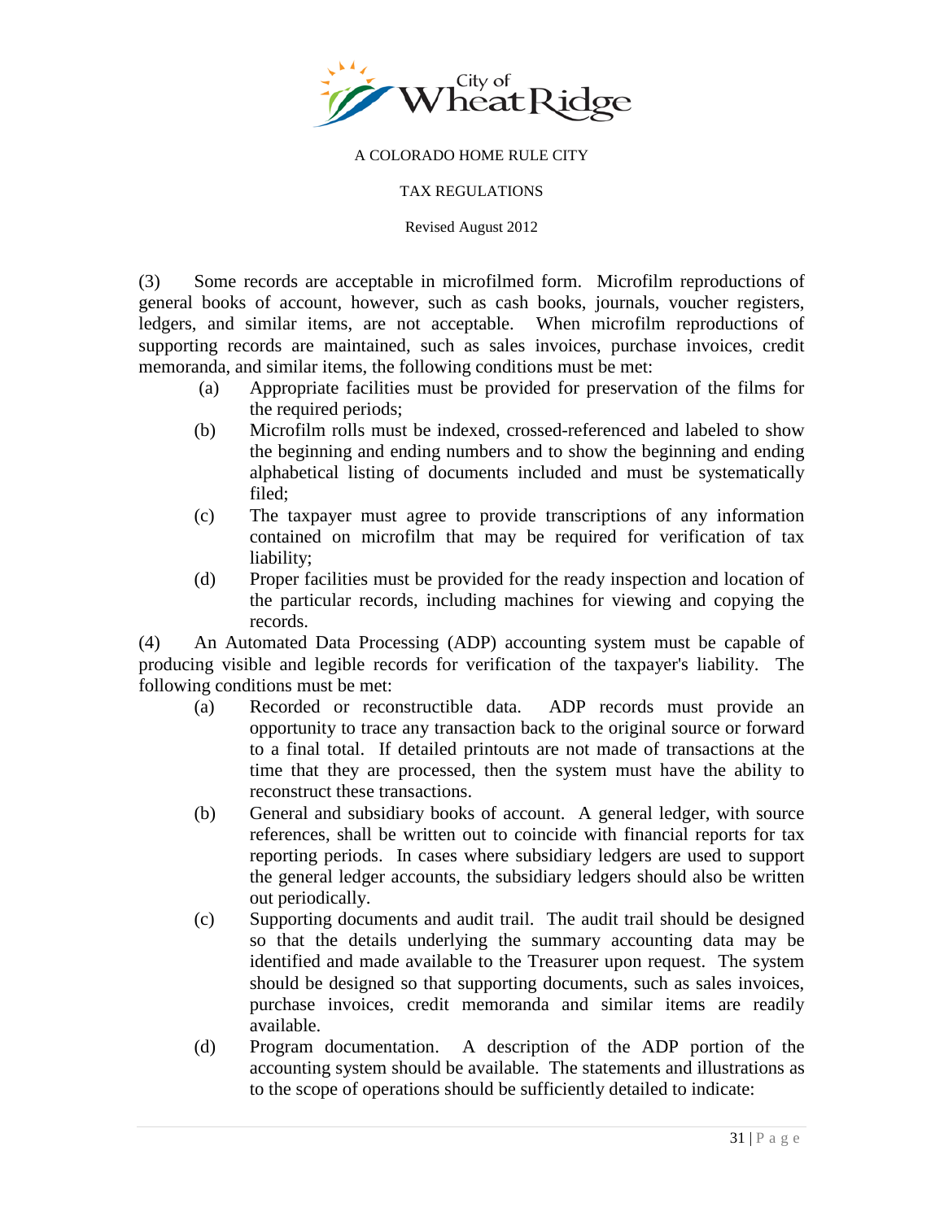(3) Some records are acceptable in microfilmed form. Microfilm reproductions of general books of account, however, such as cash books, journals, voucher registers, ledgers, and similar items, are not acceptable. When microfilm reproductions of supporting records are maintained, such as sales invoices, purchase invoices, credit memoranda, and similar items, the following conditions must be met:

- (a) Appropriate facilities must be provided for preservation of the films for the required periods;
- (b) Microfilm rolls must be indexed, crossed-referenced and labeled to show the beginning and ending numbers and to show the beginning and ending alphabetical listing of documents included and must be systematically filed;
- (c) The taxpayer must agree to provide transcriptions of any information contained on microfilm that may be required for verification of tax liability;
- (d) Proper facilities must be provided for the ready inspection and location of the particular records, including machines for viewing and copying the records.

(4) An Automated Data Processing (ADP) accounting system must be capable of producing visible and legible records for verification of the taxpayer's liability. The following conditions must be met:

- (a) Recorded or reconstructible data. ADP records must provide an opportunity to trace any transaction back to the original source or forward to a final total. If detailed printouts are not made of transactions at the time that they are processed, then the system must have the ability to reconstruct these transactions.
- (b) General and subsidiary books of account. A general ledger, with source references, shall be written out to coincide with financial reports for tax reporting periods. In cases where subsidiary ledgers are used to support the general ledger accounts, the subsidiary ledgers should also be written out periodically.
- (c) Supporting documents and audit trail. The audit trail should be designed so that the details underlying the summary accounting data may be identified and made available to the Treasurer upon request. The system should be designed so that supporting documents, such as sales invoices, purchase invoices, credit memoranda and similar items are readily available.
- (d) Program documentation. A description of the ADP portion of the accounting system should be available. The statements and illustrations as to the scope of operations should be sufficiently detailed to indicate: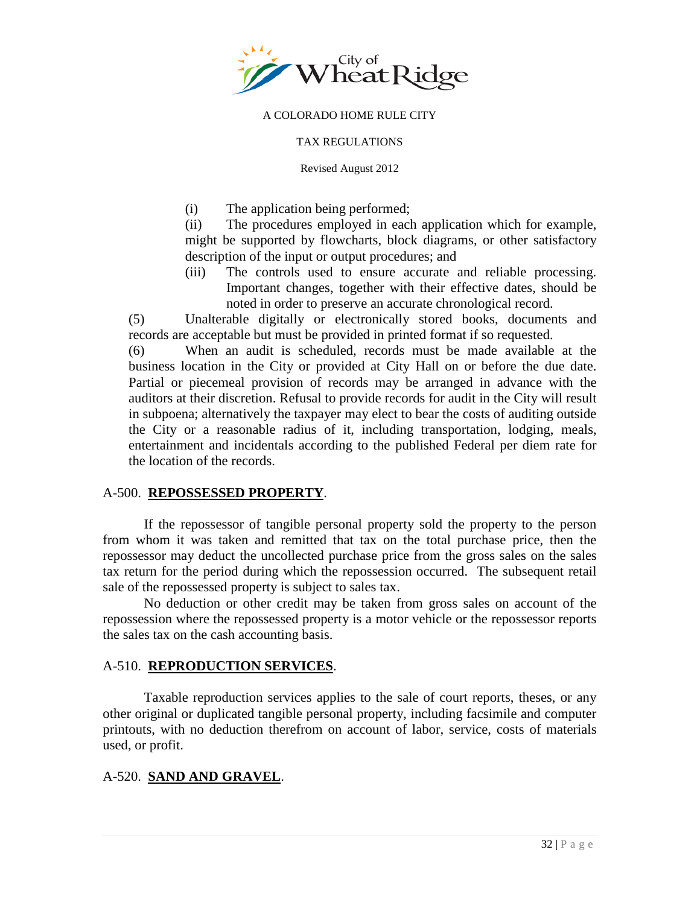(i) The application being performed;

(ii) The procedures employed in each application which for example, might be supported by flowcharts, block diagrams, or other satisfactory description of the input or output procedures; and

(iii) The controls used to ensure accurate and reliable processing. Important changes, together with their effective dates, should be noted in order to preserve an accurate chronological record.

(5) Unalterable digitally or electronically stored books, documents and records are acceptable but must be provided in printed format if so requested.

(6) When an audit is scheduled, records must be made available at the business location in the City or provided at City Hall on or before the due date. Partial or piecemeal provision of records may be arranged in advance with the auditors at their discretion. Refusal to provide records for audit in the City will result in subpoena; alternatively the taxpayer may elect to bear the costs of auditing outside the City or a reasonable radius of it, including transportation, lodging, meals, entertainment and incidentals according to the published Federal per diem rate for the location of the records.

## A-500. **REPOSSESSED PROPERTY**.

If the repossessor of tangible personal property sold the property to the person from whom it was taken and remitted that tax on the total purchase price, then the repossessor may deduct the uncollected purchase price from the gross sales on the sales tax return for the period during which the repossession occurred. The subsequent retail sale of the repossessed property is subject to sales tax.

No deduction or other credit may be taken from gross sales on account of the repossession where the repossessed property is a motor vehicle or the repossessor reports the sales tax on the cash accounting basis.

## A-510. **REPRODUCTION SERVICES**.

Taxable reproduction services applies to the sale of court reports, theses, or any other original or duplicated tangible personal property, including facsimile and computer printouts, with no deduction therefrom on account of labor, service, costs of materials used, or profit.

## A-520. **SAND AND GRAVEL**.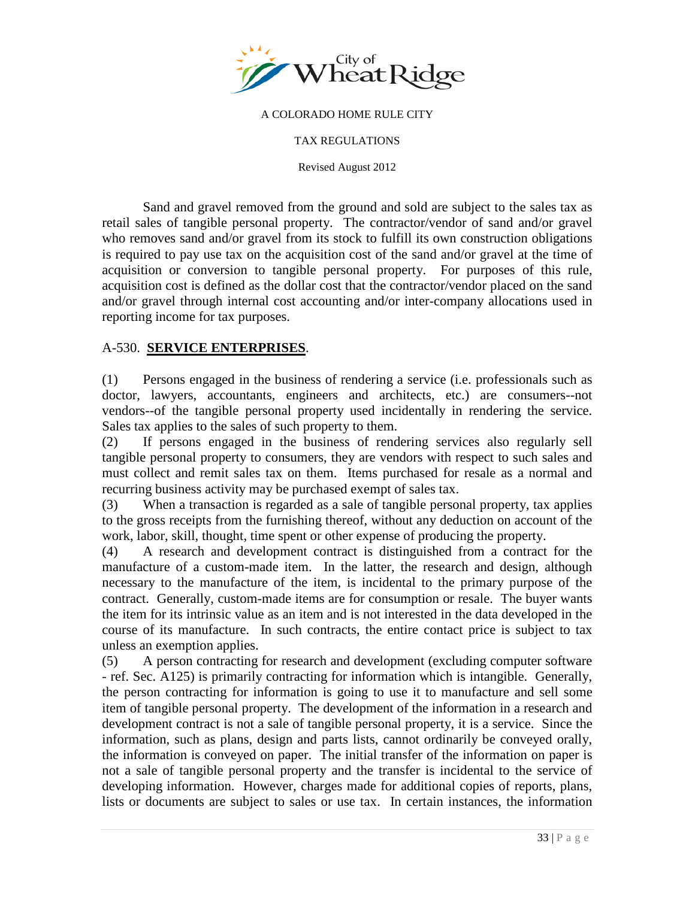Sand and gravel removed from the ground and sold are subject to the sales tax as retail sales of tangible personal property. The contractor/vendor of sand and/or gravel who removes sand and/or gravel from its stock to fulfill its own construction obligations is required to pay use tax on the acquisition cost of the sand and/or gravel at the time of acquisition or conversion to tangible personal property. For purposes of this rule, acquisition cost is defined as the dollar cost that the contractor/vendor placed on the sand and/or gravel through internal cost accounting and/or inter-company allocations used in reporting income for tax purposes.

## A-530. **SERVICE ENTERPRISES**.

(1) Persons engaged in the business of rendering a service (i.e. professionals such as doctor, lawyers, accountants, engineers and architects, etc.) are consumers--not vendors--of the tangible personal property used incidentally in rendering the service. Sales tax applies to the sales of such property to them.

(2) If persons engaged in the business of rendering services also regularly sell tangible personal property to consumers, they are vendors with respect to such sales and must collect and remit sales tax on them. Items purchased for resale as a normal and recurring business activity may be purchased exempt of sales tax.

(3) When a transaction is regarded as a sale of tangible personal property, tax applies to the gross receipts from the furnishing thereof, without any deduction on account of the work, labor, skill, thought, time spent or other expense of producing the property.

(4) A research and development contract is distinguished from a contract for the manufacture of a custom-made item. In the latter, the research and design, although necessary to the manufacture of the item, is incidental to the primary purpose of the contract. Generally, custom-made items are for consumption or resale. The buyer wants the item for its intrinsic value as an item and is not interested in the data developed in the course of its manufacture. In such contracts, the entire contact price is subject to tax unless an exemption applies.

(5) A person contracting for research and development (excluding computer software - ref. Sec. A125) is primarily contracting for information which is intangible. Generally, the person contracting for information is going to use it to manufacture and sell some item of tangible personal property. The development of the information in a research and development contract is not a sale of tangible personal property, it is a service. Since the information, such as plans, design and parts lists, cannot ordinarily be conveyed orally, the information is conveyed on paper. The initial transfer of the information on paper is not a sale of tangible personal property and the transfer is incidental to the service of developing information. However, charges made for additional copies of reports, plans, lists or documents are subject to sales or use tax. In certain instances, the information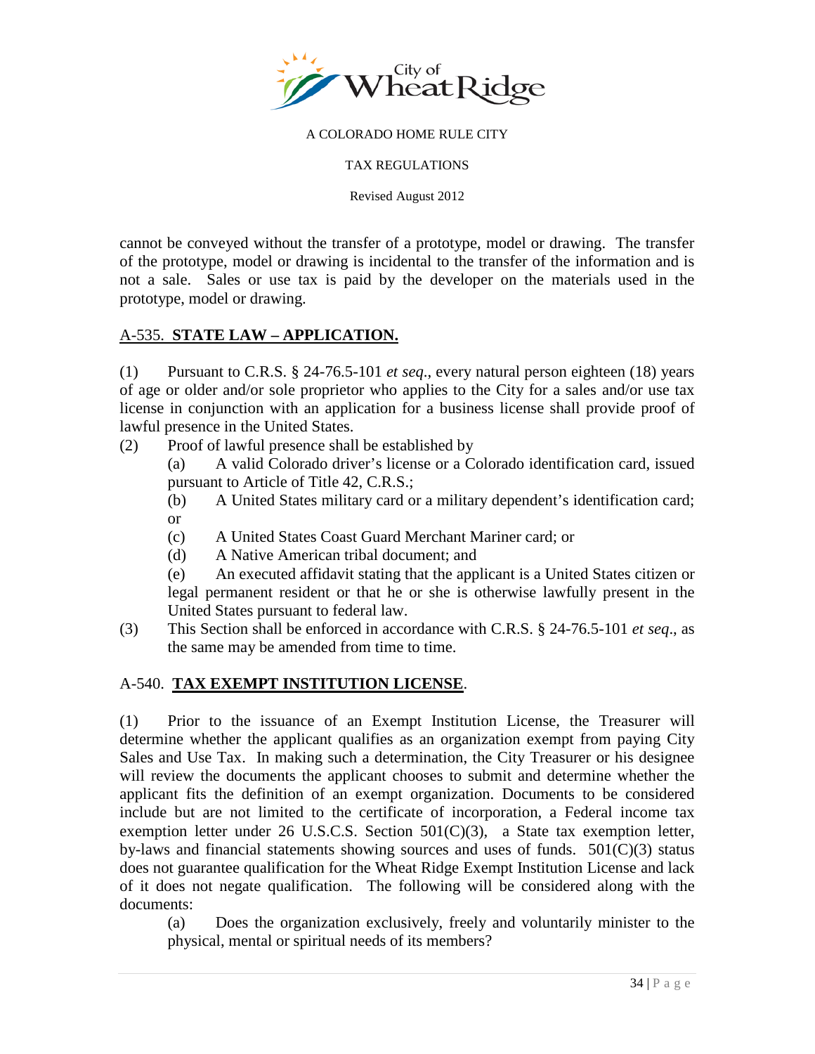cannot be conveyed without the transfer of a prototype, model or drawing. The transfer of the prototype, model or drawing is incidental to the transfer of the information and is not a sale. Sales or use tax is paid by the developer on the materials used in the prototype, model or drawing.

## A-535. **STATE LAW – APPLICATION.**

(1) Pursuant to C.R.S. § 24-76.5-101 *et seq*., every natural person eighteen (18) years of age or older and/or sole proprietor who applies to the City for a sales and/or use tax license in conjunction with an application for a business license shall provide proof of lawful presence in the United States.

(2) Proof of lawful presence shall be established by

  (a) A valid Colorado driver's license or a Colorado identification card, issued pursuant to Article of Title 42, C.R.S.;

  (b) A United States military card or a military dependent's identification card; or

  (c) A United States Coast Guard Merchant Mariner card; or

  (d) A Native American tribal document; and

  (e) An executed affidavit stating that the applicant is a United States citizen or legal permanent resident or that he or she is otherwise lawfully present in the United States pursuant to federal law.

(3) This Section shall be enforced in accordance with C.R.S. § 24-76.5-101 *et seq*., as the same may be amended from time to time.

## A-540. **TAX EXEMPT INSTITUTION LICENSE**.

(1) Prior to the issuance of an Exempt Institution License, the Treasurer will determine whether the applicant qualifies as an organization exempt from paying City Sales and Use Tax. In making such a determination, the City Treasurer or his designee will review the documents the applicant chooses to submit and determine whether the applicant fits the definition of an exempt organization. Documents to be considered include but are not limited to the certificate of incorporation, a Federal income tax exemption letter under 26 U.S.C.S. Section 501(C)(3), a State tax exemption letter, by-laws and financial statements showing sources and uses of funds. 501(C)(3) status does not guarantee qualification for the Wheat Ridge Exempt Institution License and lack of it does not negate qualification. The following will be considered along with the documents:

  (a) Does the organization exclusively, freely and voluntarily minister to the physical, mental or spiritual needs of its members?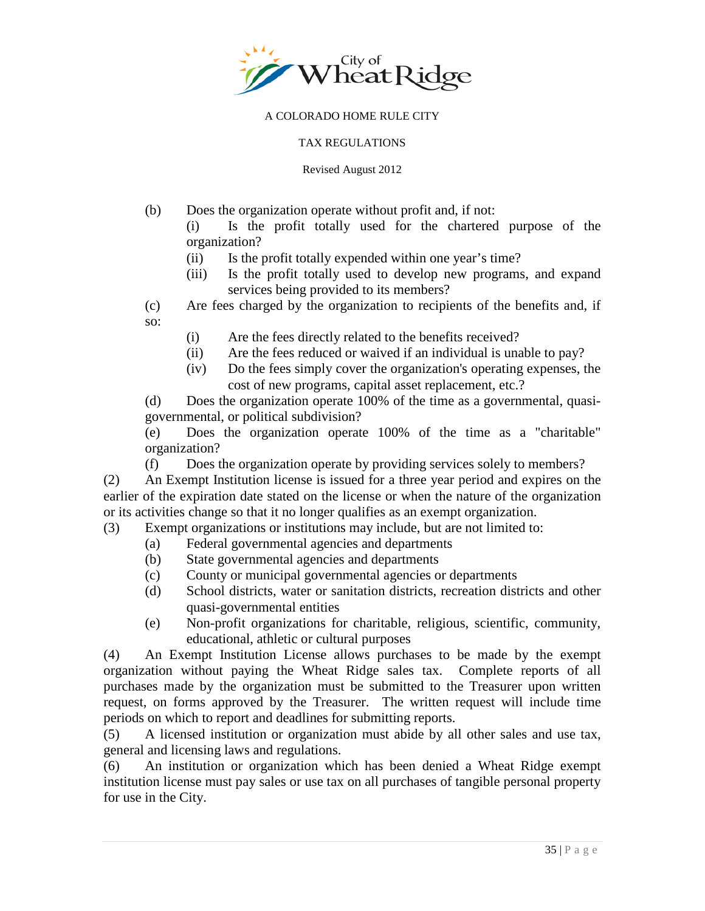(b) Does the organization operate without profit and, if not:

  (i) Is the profit totally used for the chartered purpose of the organization?

  (ii) Is the profit totally expended within one year's time?

  (iii) Is the profit totally used to develop new programs, and expand services being provided to its members?

(c) Are fees charged by the organization to recipients of the benefits and, if so:

  (i) Are the fees directly related to the benefits received?

  (ii) Are the fees reduced or waived if an individual is unable to pay?

  (iv) Do the fees simply cover the organization's operating expenses, the cost of new programs, capital asset replacement, etc.?

(d) Does the organization operate 100% of the time as a governmental, quasi-governmental, or political subdivision?

(e) Does the organization operate 100% of the time as a "charitable" organization?

(f) Does the organization operate by providing services solely to members?

(2) An Exempt Institution license is issued for a three year period and expires on the earlier of the expiration date stated on the license or when the nature of the organization or its activities change so that it no longer qualifies as an exempt organization.

(3) Exempt organizations or institutions may include, but are not limited to:

  (a) Federal governmental agencies and departments

  (b) State governmental agencies and departments

  (c) County or municipal governmental agencies or departments

  (d) School districts, water or sanitation districts, recreation districts and other quasi-governmental entities

  (e) Non-profit organizations for charitable, religious, scientific, community, educational, athletic or cultural purposes

(4) An Exempt Institution License allows purchases to be made by the exempt organization without paying the Wheat Ridge sales tax. Complete reports of all purchases made by the organization must be submitted to the Treasurer upon written request, on forms approved by the Treasurer. The written request will include time periods on which to report and deadlines for submitting reports.

(5) A licensed institution or organization must abide by all other sales and use tax, general and licensing laws and regulations.

(6) An institution or organization which has been denied a Wheat Ridge exempt institution license must pay sales or use tax on all purchases of tangible personal property for use in the City.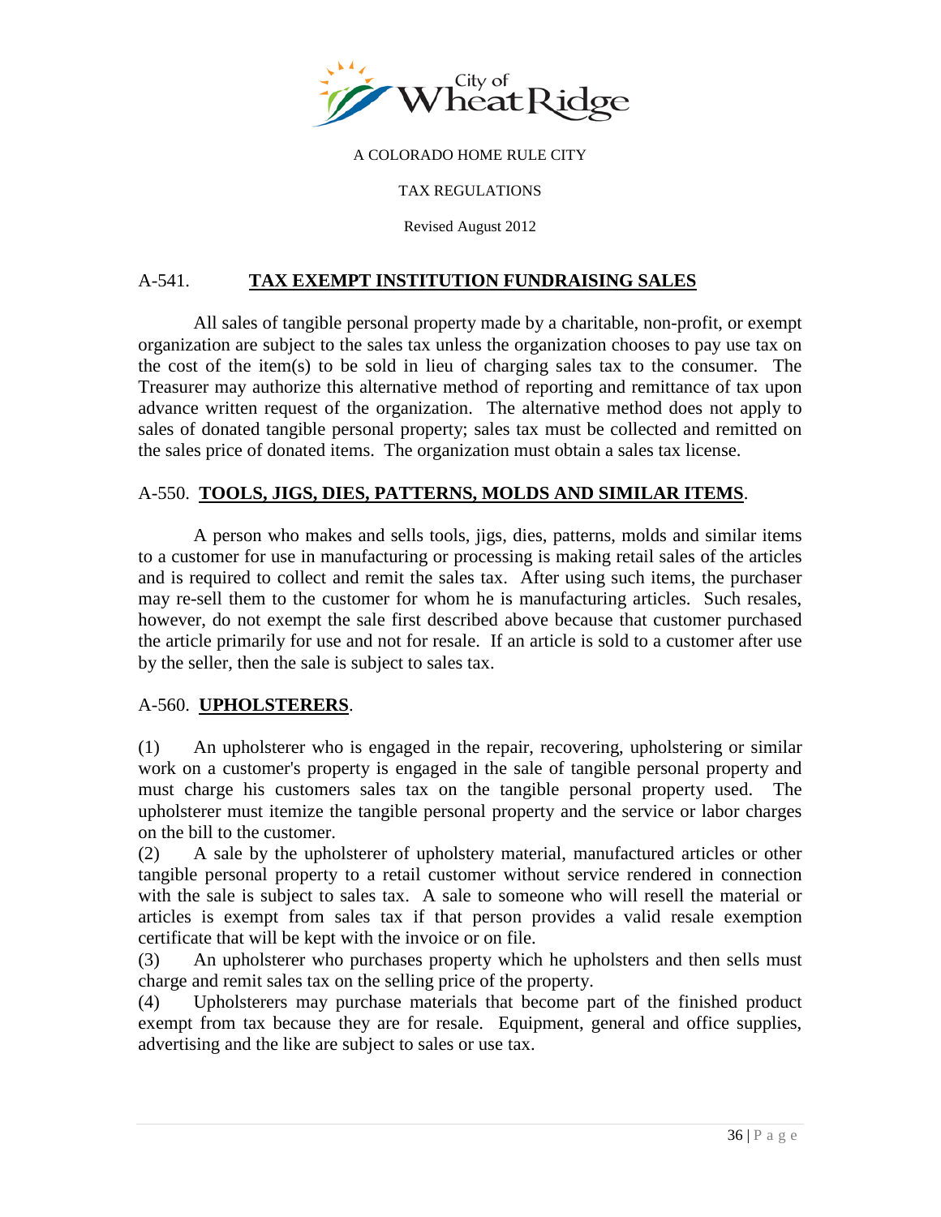## A-541. TAX EXEMPT INSTITUTION FUNDRAISING SALES

All sales of tangible personal property made by a charitable, non-profit, or exempt organization are subject to the sales tax unless the organization chooses to pay use tax on the cost of the item(s) to be sold in lieu of charging sales tax to the consumer. The Treasurer may authorize this alternative method of reporting and remittance of tax upon advance written request of the organization. The alternative method does not apply to sales of donated tangible personal property; sales tax must be collected and remitted on the sales price of donated items. The organization must obtain a sales tax license.

## A-550. TOOLS, JIGS, DIES, PATTERNS, MOLDS AND SIMILAR ITEMS.

A person who makes and sells tools, jigs, dies, patterns, molds and similar items to a customer for use in manufacturing or processing is making retail sales of the articles and is required to collect and remit the sales tax. After using such items, the purchaser may re-sell them to the customer for whom he is manufacturing articles. Such resales, however, do not exempt the sale first described above because that customer purchased the article primarily for use and not for resale. If an article is sold to a customer after use by the seller, then the sale is subject to sales tax.

## A-560. UPHOLSTERERS.

(1) An upholsterer who is engaged in the repair, recovering, upholstering or similar work on a customer's property is engaged in the sale of tangible personal property and must charge his customers sales tax on the tangible personal property used. The upholsterer must itemize the tangible personal property and the service or labor charges on the bill to the customer.

(2) A sale by the upholsterer of upholstery material, manufactured articles or other tangible personal property to a retail customer without service rendered in connection with the sale is subject to sales tax. A sale to someone who will resell the material or articles is exempt from sales tax if that person provides a valid resale exemption certificate that will be kept with the invoice or on file.

(3) An upholsterer who purchases property which he upholsters and then sells must charge and remit sales tax on the selling price of the property.

(4) Upholsterers may purchase materials that become part of the finished product exempt from tax because they are for resale. Equipment, general and office supplies, advertising and the like are subject to sales or use tax.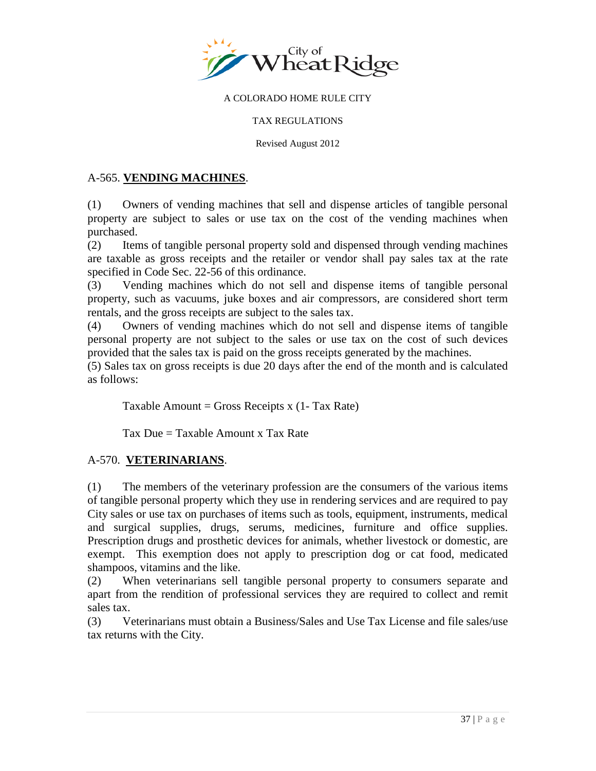A COLORADO HOME RULE CITY

TAX REGULATIONS

Revised August 2012

## A-565. **VENDING MACHINES**.

(1) Owners of vending machines that sell and dispense articles of tangible personal property are subject to sales or use tax on the cost of the vending machines when purchased.

(2) Items of tangible personal property sold and dispensed through vending machines are taxable as gross receipts and the retailer or vendor shall pay sales tax at the rate specified in Code Sec. 22-56 of this ordinance.

(3) Vending machines which do not sell and dispense items of tangible personal property, such as vacuums, juke boxes and air compressors, are considered short term rentals, and the gross receipts are subject to the sales tax.

(4) Owners of vending machines which do not sell and dispense items of tangible personal property are not subject to the sales or use tax on the cost of such devices provided that the sales tax is paid on the gross receipts generated by the machines.

(5) Sales tax on gross receipts is due 20 days after the end of the month and is calculated as follows:

Taxable Amount = Gross Receipts x (1- Tax Rate)

Tax Due = Taxable Amount x Tax Rate

## A-570. **VETERINARIANS**.

(1) The members of the veterinary profession are the consumers of the various items of tangible personal property which they use in rendering services and are required to pay City sales or use tax on purchases of items such as tools, equipment, instruments, medical and surgical supplies, drugs, serums, medicines, furniture and office supplies. Prescription drugs and prosthetic devices for animals, whether livestock or domestic, are exempt. This exemption does not apply to prescription dog or cat food, medicated shampoos, vitamins and the like.

(2) When veterinarians sell tangible personal property to consumers separate and apart from the rendition of professional services they are required to collect and remit sales tax.

(3) Veterinarians must obtain a Business/Sales and Use Tax License and file sales/use tax returns with the City.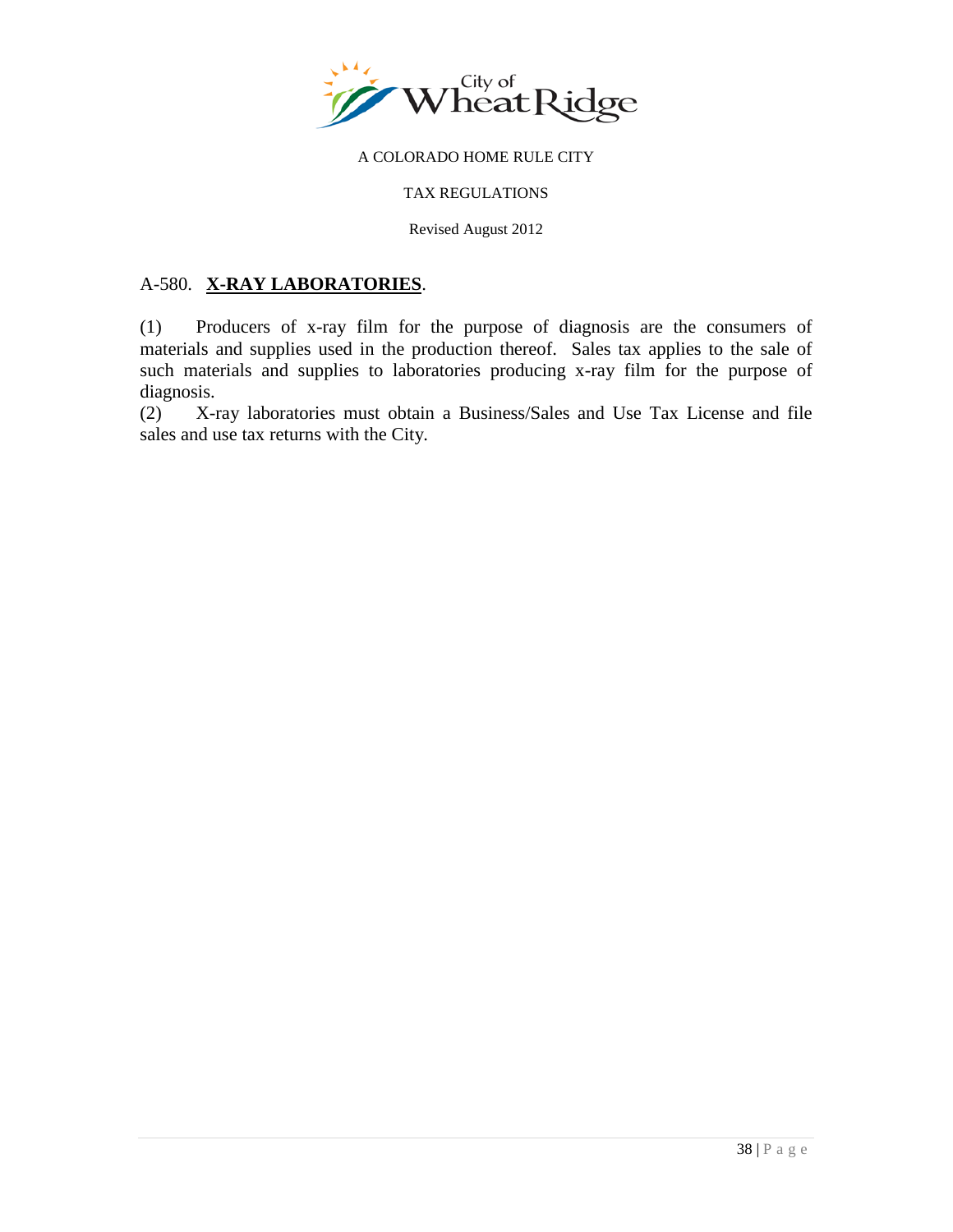A COLORADO HOME RULE CITY

TAX REGULATIONS

Revised August 2012

## A-580. **X-RAY LABORATORIES**.

(1) Producers of x-ray film for the purpose of diagnosis are the consumers of materials and supplies used in the production thereof. Sales tax applies to the sale of such materials and supplies to laboratories producing x-ray film for the purpose of diagnosis.

(2) X-ray laboratories must obtain a Business/Sales and Use Tax License and file sales and use tax returns with the City.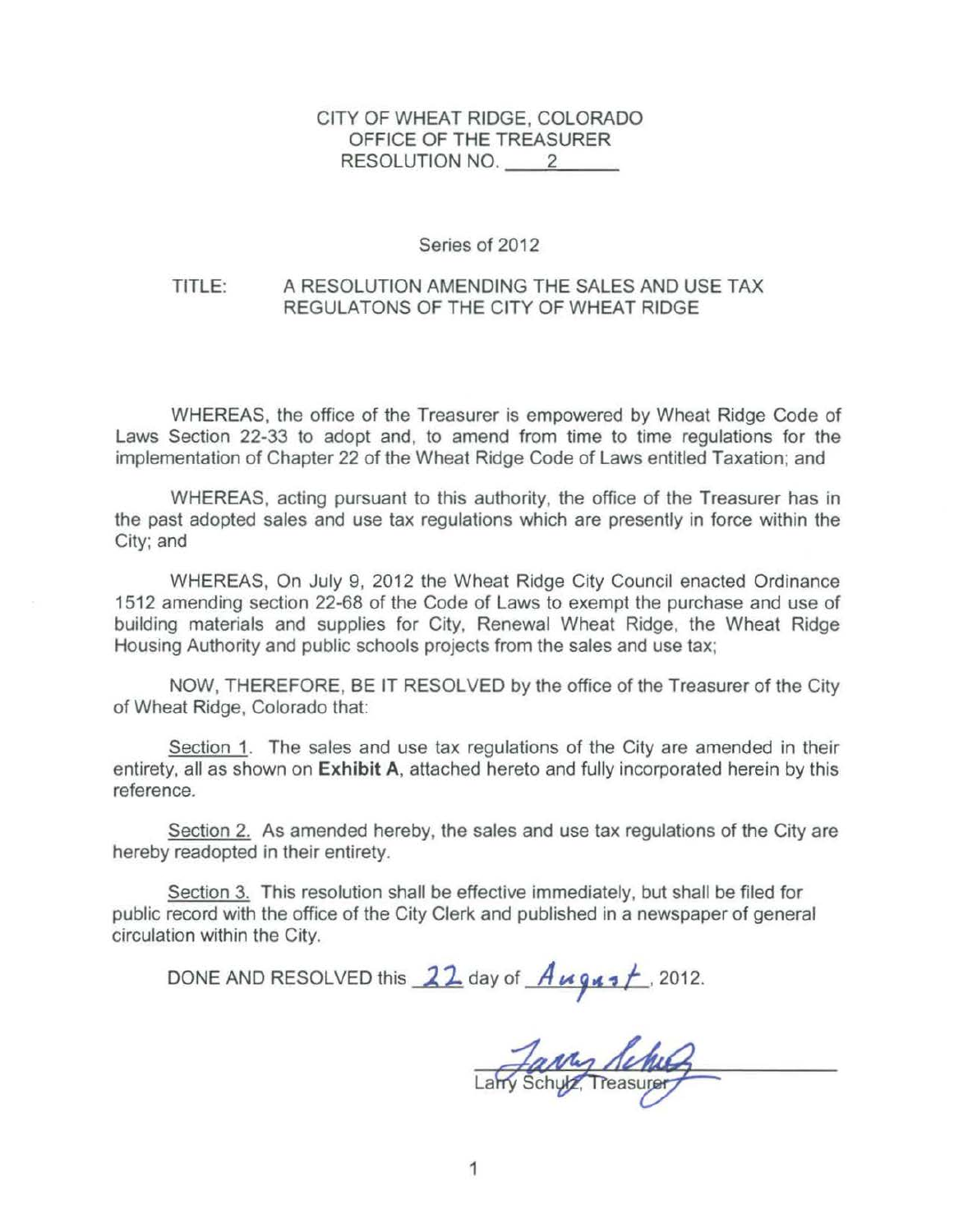CITY OF WHEAT RIDGE, COLORADO
OFFICE OF THE TREASURER
RESOLUTION NO. 2

Series of 2012

TITLE: A RESOLUTION AMENDING THE SALES AND USE TAX REGULATONS OF THE CITY OF WHEAT RIDGE

WHEREAS, the office of the Treasurer is empowered by Wheat Ridge Code of Laws Section 22-33 to adopt and, to amend from time to time regulations for the implementation of Chapter 22 of the Wheat Ridge Code of Laws entitled Taxation; and

WHEREAS, acting pursuant to this authority, the office of the Treasurer has in the past adopted sales and use tax regulations which are presently in force within the City; and

WHEREAS, On July 9, 2012 the Wheat Ridge City Council enacted Ordinance 1512 amending section 22-68 of the Code of Laws to exempt the purchase and use of building materials and supplies for City, Renewal Wheat Ridge, the Wheat Ridge Housing Authority and public schools projects from the sales and use tax;

NOW, THEREFORE, BE IT RESOLVED by the office of the Treasurer of the City of Wheat Ridge, Colorado that:

Section 1. The sales and use tax regulations of the City are amended in their entirety, all as shown on **Exhibit A**, attached hereto and fully incorporated herein by this reference.

Section 2. As amended hereby, the sales and use tax regulations of the City are hereby readopted in their entirety.

Section 3. This resolution shall be effective immediately, but shall be filed for public record with the office of the City Clerk and published in a newspaper of general circulation within the City.

DONE AND RESOLVED this 22 day of August, 2012.

Larry Schulz, Treasurer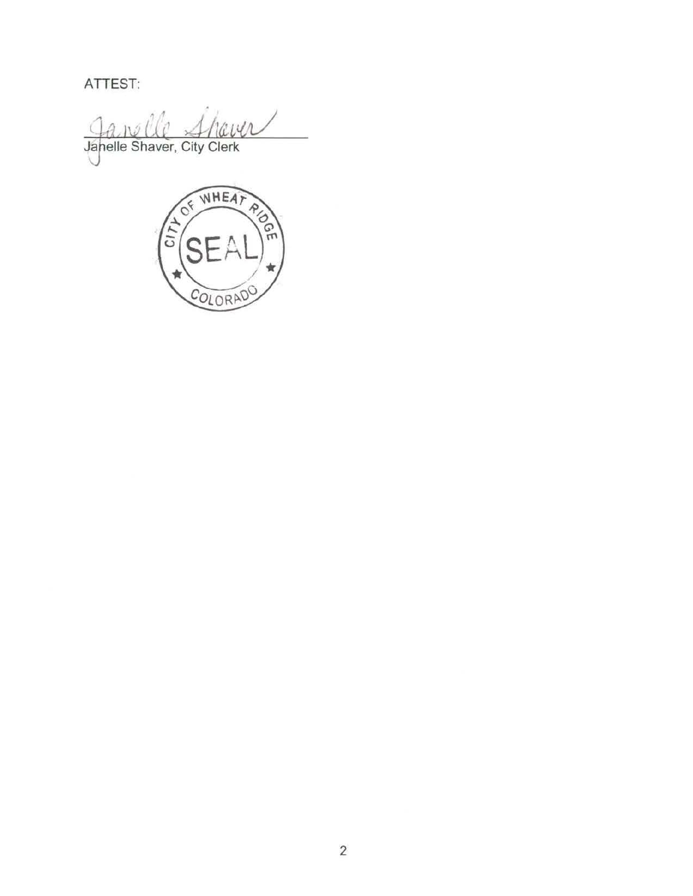ATTEST:

Janelle Shaver, City Clerk

CITY OF WHEAT RIDGE

SEAL

COLORADO